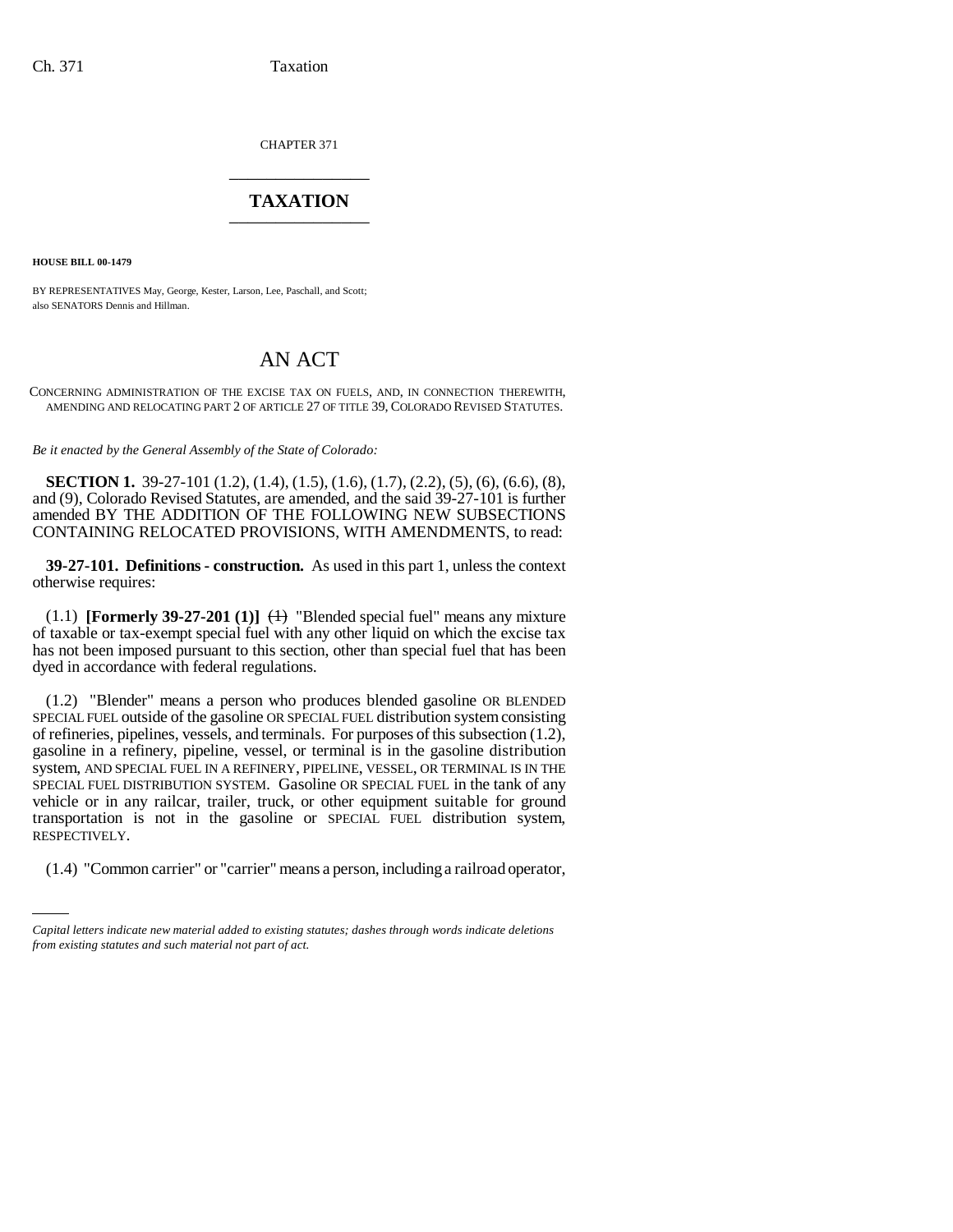CHAPTER 371

# TAXATION

**HOUSE BILL 00-1479**

BY REPRESENTATIVES May, George, Kester, Larson, Lee, Paschall, and Scott; also SENATORS Dennis and Hillman.

# AN ACT

CONCERNING ADMINISTRATION OF THE EXCISE TAX ON FUELS, AND, IN CONNECTION THEREWITH, AMENDING AND RELOCATING PART 2 OF ARTICLE 27 OF TITLE 39, COLORADO REVISED STATUTES.

*Be it enacted by the General Assembly of the State of Colorado:*

**SECTION 1.** 39-27-101 (1.2), (1.4), (1.5), (1.6), (1.7), (2.2), (5), (6), (6.6), (8), and (9), Colorado Revised Statutes, are amended, and the said 39-27-101 is further amended BY THE ADDITION OF THE FOLLOWING NEW SUBSECTIONS CONTAINING RELOCATED PROVISIONS, WITH AMENDMENTS, to read:

**39-27-101. Definitions - construction.** As used in this part 1, unless the context otherwise requires:

(1.1) **[Formerly 39-27-201 (1)]** ~~(1)~~ "Blended special fuel" means any mixture of taxable or tax-exempt special fuel with any other liquid on which the excise tax has not been imposed pursuant to this section, other than special fuel that has been dyed in accordance with federal regulations.

(1.2) "Blender" means a person who produces blended gasoline OR BLENDED SPECIAL FUEL outside of the gasoline OR SPECIAL FUEL distribution system consisting of refineries, pipelines, vessels, and terminals. For purposes of this subsection (1.2), gasoline in a refinery, pipeline, vessel, or terminal is in the gasoline distribution system, AND SPECIAL FUEL IN A REFINERY, PIPELINE, VESSEL, OR TERMINAL IS IN THE SPECIAL FUEL DISTRIBUTION SYSTEM. Gasoline OR SPECIAL FUEL in the tank of any vehicle or in any railcar, trailer, truck, or other equipment suitable for ground transportation is not in the gasoline or SPECIAL FUEL distribution system, RESPECTIVELY.

(1.4) "Common carrier" or "carrier" means a person, including a railroad operator,

*Capital letters indicate new material added to existing statutes; dashes through words indicate deletions from existing statutes and such material not part of act.*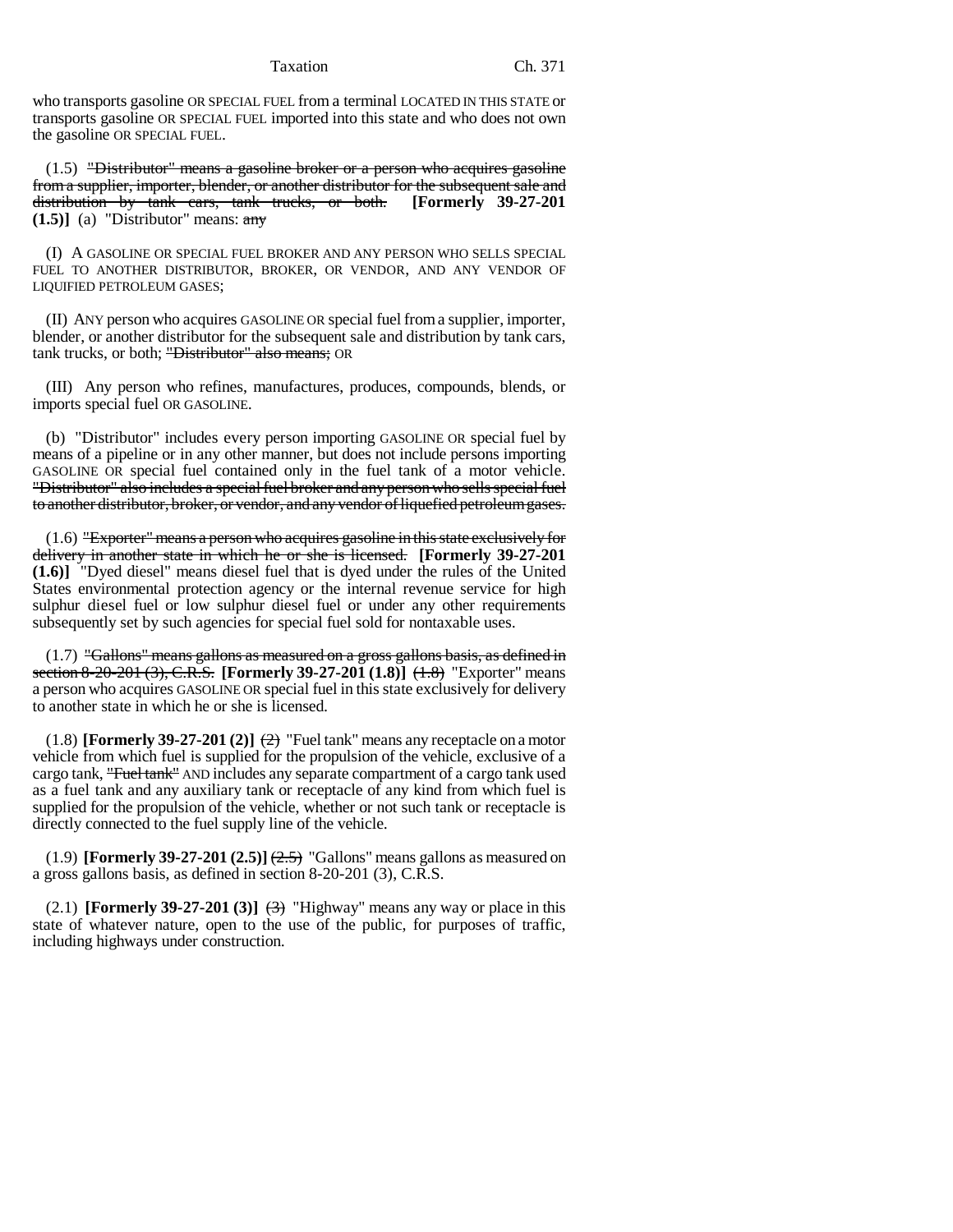who transports gasoline OR SPECIAL FUEL from a terminal LOCATED IN THIS STATE or transports gasoline OR SPECIAL FUEL imported into this state and who does not own the gasoline OR SPECIAL FUEL.

(1.5) ~~"Distributor" means a gasoline broker or a person who acquires gasoline from a supplier, importer, blender, or another distributor for the subsequent sale and distribution by tank cars, tank trucks, or both.~~ **[Formerly 39-27-201 (1.5)]** (a) "Distributor" means: ~~any~~

(I) A GASOLINE OR SPECIAL FUEL BROKER AND ANY PERSON WHO SELLS SPECIAL FUEL TO ANOTHER DISTRIBUTOR, BROKER, OR VENDOR, AND ANY VENDOR OF LIQUIFIED PETROLEUM GASES;

(II) ANY person who acquires GASOLINE OR special fuel from a supplier, importer, blender, or another distributor for the subsequent sale and distribution by tank cars, tank trucks, or both; ~~"Distributor" also means;~~ OR

(III) Any person who refines, manufactures, produces, compounds, blends, or imports special fuel OR GASOLINE.

(b) "Distributor" includes every person importing GASOLINE OR special fuel by means of a pipeline or in any other manner, but does not include persons importing GASOLINE OR special fuel contained only in the fuel tank of a motor vehicle. ~~"Distributor" also includes a special fuel broker and any person who sells special fuel to another distributor, broker, or vendor, and any vendor of liquefied petroleum gases.~~

(1.6) ~~"Exporter" means a person who acquires gasoline in this state exclusively for delivery in another state in which he or she is licensed.~~ **[Formerly 39-27-201 (1.6)]** "Dyed diesel" means diesel fuel that is dyed under the rules of the United States environmental protection agency or the internal revenue service for high sulphur diesel fuel or low sulphur diesel fuel or under any other requirements subsequently set by such agencies for special fuel sold for nontaxable uses.

(1.7) ~~"Gallons" means gallons as measured on a gross gallons basis, as defined in section 8-20-201 (3), C.R.S.~~ **[Formerly 39-27-201 (1.8)]** ~~(1.8)~~ "Exporter" means a person who acquires GASOLINE OR special fuel in this state exclusively for delivery to another state in which he or she is licensed.

(1.8) **[Formerly 39-27-201 (2)]** ~~(2)~~ "Fuel tank" means any receptacle on a motor vehicle from which fuel is supplied for the propulsion of the vehicle, exclusive of a cargo tank, ~~"Fuel tank"~~ AND includes any separate compartment of a cargo tank used as a fuel tank and any auxiliary tank or receptacle of any kind from which fuel is supplied for the propulsion of the vehicle, whether or not such tank or receptacle is directly connected to the fuel supply line of the vehicle.

(1.9) **[Formerly 39-27-201 (2.5)]** ~~(2.5)~~ "Gallons" means gallons as measured on a gross gallons basis, as defined in section 8-20-201 (3), C.R.S.

(2.1) **[Formerly 39-27-201 (3)]** ~~(3)~~ "Highway" means any way or place in this state of whatever nature, open to the use of the public, for purposes of traffic, including highways under construction.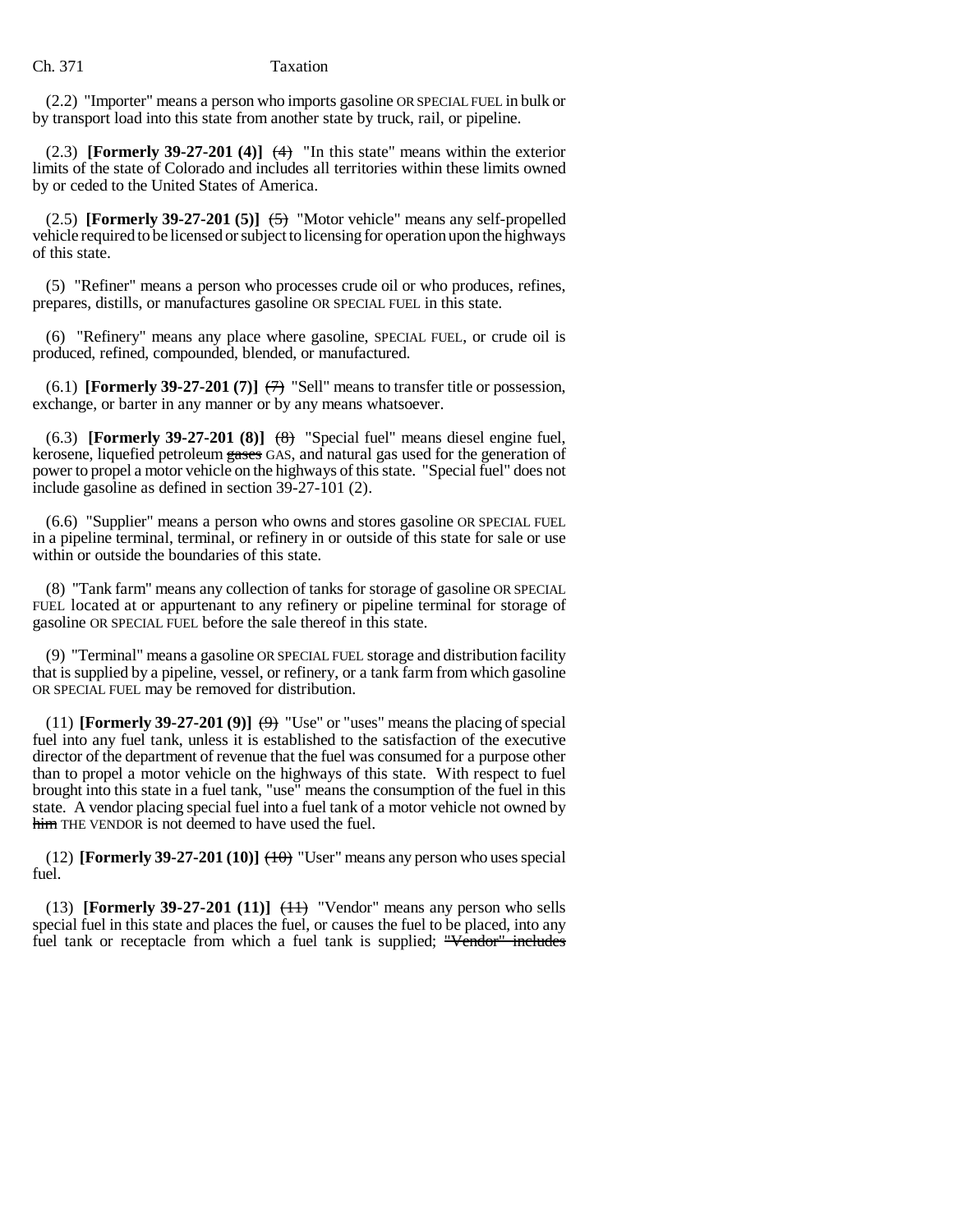(2.2) "Importer" means a person who imports gasoline OR SPECIAL FUEL in bulk or by transport load into this state from another state by truck, rail, or pipeline.

(2.3) **[Formerly 39-27-201 (4)]** ~~(4)~~ "In this state" means within the exterior limits of the state of Colorado and includes all territories within these limits owned by or ceded to the United States of America.

(2.5) **[Formerly 39-27-201 (5)]** ~~(5)~~ "Motor vehicle" means any self-propelled vehicle required to be licensed or subject to licensing for operation upon the highways of this state.

(5) "Refiner" means a person who processes crude oil or who produces, refines, prepares, distills, or manufactures gasoline OR SPECIAL FUEL in this state.

(6) "Refinery" means any place where gasoline, SPECIAL FUEL, or crude oil is produced, refined, compounded, blended, or manufactured.

(6.1) **[Formerly 39-27-201 (7)]** ~~(7)~~ "Sell" means to transfer title or possession, exchange, or barter in any manner or by any means whatsoever.

(6.3) **[Formerly 39-27-201 (8)]** ~~(8)~~ "Special fuel" means diesel engine fuel, kerosene, liquefied petroleum ~~gases~~ GAS, and natural gas used for the generation of power to propel a motor vehicle on the highways of this state. "Special fuel" does not include gasoline as defined in section 39-27-101 (2).

(6.6) "Supplier" means a person who owns and stores gasoline OR SPECIAL FUEL in a pipeline terminal, terminal, or refinery in or outside of this state for sale or use within or outside the boundaries of this state.

(8) "Tank farm" means any collection of tanks for storage of gasoline OR SPECIAL FUEL located at or appurtenant to any refinery or pipeline terminal for storage of gasoline OR SPECIAL FUEL before the sale thereof in this state.

(9) "Terminal" means a gasoline OR SPECIAL FUEL storage and distribution facility that is supplied by a pipeline, vessel, or refinery, or a tank farm from which gasoline OR SPECIAL FUEL may be removed for distribution.

(11) **[Formerly 39-27-201 (9)]** ~~(9)~~ "Use" or "uses" means the placing of special fuel into any fuel tank, unless it is established to the satisfaction of the executive director of the department of revenue that the fuel was consumed for a purpose other than to propel a motor vehicle on the highways of this state. With respect to fuel brought into this state in a fuel tank, "use" means the consumption of the fuel in this state. A vendor placing special fuel into a fuel tank of a motor vehicle not owned by ~~him~~ THE VENDOR is not deemed to have used the fuel.

(12) **[Formerly 39-27-201 (10)]** ~~(10)~~ "User" means any person who uses special fuel.

(13) **[Formerly 39-27-201 (11)]** ~~(11)~~ "Vendor" means any person who sells special fuel in this state and places the fuel, or causes the fuel to be placed, into any fuel tank or receptacle from which a fuel tank is supplied; ~~"Vendor" includes~~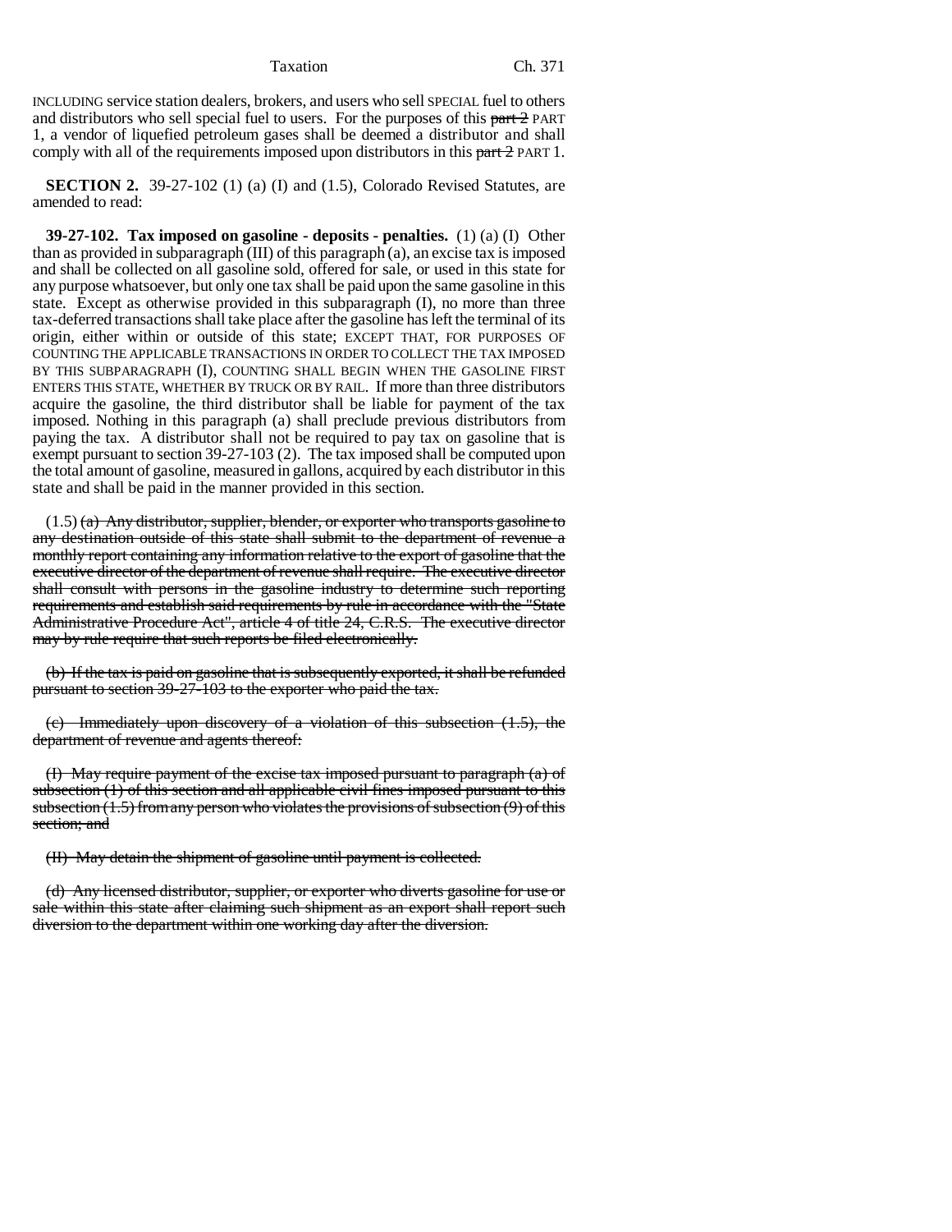INCLUDING service station dealers, brokers, and users who sell SPECIAL fuel to others and distributors who sell special fuel to users. For the purposes of this ~~part 2~~ PART 1, a vendor of liquefied petroleum gases shall be deemed a distributor and shall comply with all of the requirements imposed upon distributors in this ~~part 2~~ PART 1.

**SECTION 2.** 39-27-102 (1) (a) (I) and (1.5), Colorado Revised Statutes, are amended to read:

**39-27-102. Tax imposed on gasoline - deposits - penalties.** (1) (a) (I) Other than as provided in subparagraph (III) of this paragraph (a), an excise tax is imposed and shall be collected on all gasoline sold, offered for sale, or used in this state for any purpose whatsoever, but only one tax shall be paid upon the same gasoline in this state. Except as otherwise provided in this subparagraph (I), no more than three tax-deferred transactions shall take place after the gasoline has left the terminal of its origin, either within or outside of this state; EXCEPT THAT, FOR PURPOSES OF COUNTING THE APPLICABLE TRANSACTIONS IN ORDER TO COLLECT THE TAX IMPOSED BY THIS SUBPARAGRAPH (I), COUNTING SHALL BEGIN WHEN THE GASOLINE FIRST ENTERS THIS STATE, WHETHER BY TRUCK OR BY RAIL. If more than three distributors acquire the gasoline, the third distributor shall be liable for payment of the tax imposed. Nothing in this paragraph (a) shall preclude previous distributors from paying the tax. A distributor shall not be required to pay tax on gasoline that is exempt pursuant to section 39-27-103 (2). The tax imposed shall be computed upon the total amount of gasoline, measured in gallons, acquired by each distributor in this state and shall be paid in the manner provided in this section.

(1.5) ~~(a) Any distributor, supplier, blender, or exporter who transports gasoline to any destination outside of this state shall submit to the department of revenue a monthly report containing any information relative to the export of gasoline that the executive director of the department of revenue shall require. The executive director shall consult with persons in the gasoline industry to determine such reporting requirements and establish said requirements by rule in accordance with the "State Administrative Procedure Act", article 4 of title 24, C.R.S. The executive director may by rule require that such reports be filed electronically.~~

~~(b) If the tax is paid on gasoline that is subsequently exported, it shall be refunded pursuant to section 39-27-103 to the exporter who paid the tax.~~

~~(c) Immediately upon discovery of a violation of this subsection (1.5), the department of revenue and agents thereof:~~

~~(I) May require payment of the excise tax imposed pursuant to paragraph (a) of subsection (1) of this section and all applicable civil fines imposed pursuant to this subsection (1.5) from any person who violates the provisions of subsection (9) of this section; and~~

~~(II) May detain the shipment of gasoline until payment is collected.~~

~~(d) Any licensed distributor, supplier, or exporter who diverts gasoline for use or sale within this state after claiming such shipment as an export shall report such diversion to the department within one working day after the diversion.~~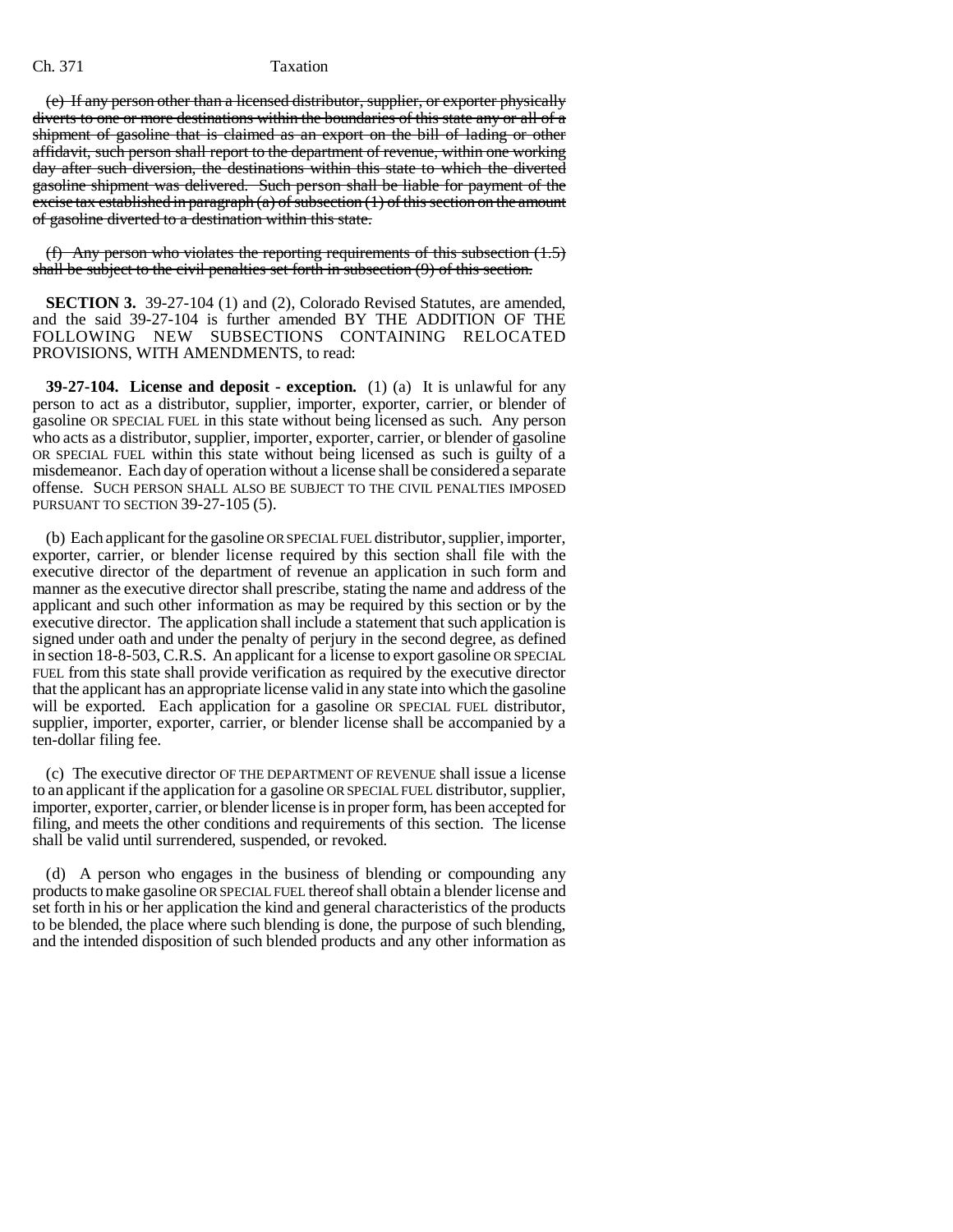(e) ~~If any person other than a licensed distributor, supplier, or exporter physically diverts to one or more destinations within the boundaries of this state any or all of a shipment of gasoline that is claimed as an export on the bill of lading or other affidavit, such person shall report to the department of revenue, within one working day after such diversion, the destinations within this state to which the diverted gasoline shipment was delivered. Such person shall be liable for payment of the excise tax established in paragraph (a) of subsection (1) of this section on the amount of gasoline diverted to a destination within this state.~~

(f) ~~Any person who violates the reporting requirements of this subsection (1.5) shall be subject to the civil penalties set forth in subsection (9) of this section.~~

**SECTION 3.** 39-27-104 (1) and (2), Colorado Revised Statutes, are amended, and the said 39-27-104 is further amended BY THE ADDITION OF THE FOLLOWING NEW SUBSECTIONS CONTAINING RELOCATED PROVISIONS, WITH AMENDMENTS, to read:

**39-27-104. License and deposit - exception.** (1) (a) It is unlawful for any person to act as a distributor, supplier, importer, exporter, carrier, or blender of gasoline OR SPECIAL FUEL in this state without being licensed as such. Any person who acts as a distributor, supplier, importer, exporter, carrier, or blender of gasoline OR SPECIAL FUEL within this state without being licensed as such is guilty of a misdemeanor. Each day of operation without a license shall be considered a separate offense. SUCH PERSON SHALL ALSO BE SUBJECT TO THE CIVIL PENALTIES IMPOSED PURSUANT TO SECTION 39-27-105 (5).

(b) Each applicant for the gasoline OR SPECIAL FUEL distributor, supplier, importer, exporter, carrier, or blender license required by this section shall file with the executive director of the department of revenue an application in such form and manner as the executive director shall prescribe, stating the name and address of the applicant and such other information as may be required by this section or by the executive director. The application shall include a statement that such application is signed under oath and under the penalty of perjury in the second degree, as defined in section 18-8-503, C.R.S. An applicant for a license to export gasoline OR SPECIAL FUEL from this state shall provide verification as required by the executive director that the applicant has an appropriate license valid in any state into which the gasoline will be exported. Each application for a gasoline OR SPECIAL FUEL distributor, supplier, importer, exporter, carrier, or blender license shall be accompanied by a ten-dollar filing fee.

(c) The executive director OF THE DEPARTMENT OF REVENUE shall issue a license to an applicant if the application for a gasoline OR SPECIAL FUEL distributor, supplier, importer, exporter, carrier, or blender license is in proper form, has been accepted for filing, and meets the other conditions and requirements of this section. The license shall be valid until surrendered, suspended, or revoked.

(d) A person who engages in the business of blending or compounding any products to make gasoline OR SPECIAL FUEL thereof shall obtain a blender license and set forth in his or her application the kind and general characteristics of the products to be blended, the place where such blending is done, the purpose of such blending, and the intended disposition of such blended products and any other information as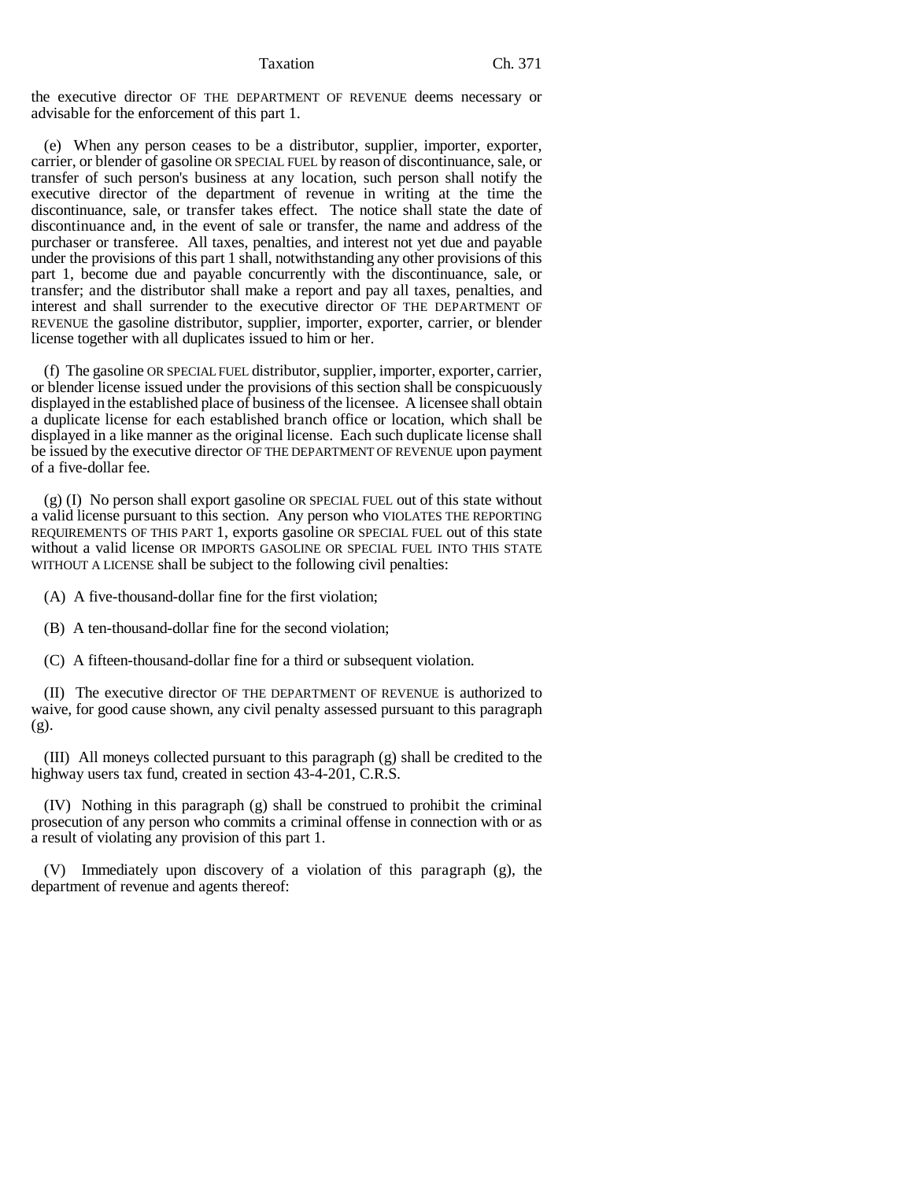the executive director OF THE DEPARTMENT OF REVENUE deems necessary or advisable for the enforcement of this part 1.

(e) When any person ceases to be a distributor, supplier, importer, exporter, carrier, or blender of gasoline OR SPECIAL FUEL by reason of discontinuance, sale, or transfer of such person's business at any location, such person shall notify the executive director of the department of revenue in writing at the time the discontinuance, sale, or transfer takes effect. The notice shall state the date of discontinuance and, in the event of sale or transfer, the name and address of the purchaser or transferee. All taxes, penalties, and interest not yet due and payable under the provisions of this part 1 shall, notwithstanding any other provisions of this part 1, become due and payable concurrently with the discontinuance, sale, or transfer; and the distributor shall make a report and pay all taxes, penalties, and interest and shall surrender to the executive director OF THE DEPARTMENT OF REVENUE the gasoline distributor, supplier, importer, exporter, carrier, or blender license together with all duplicates issued to him or her.

(f) The gasoline OR SPECIAL FUEL distributor, supplier, importer, exporter, carrier, or blender license issued under the provisions of this section shall be conspicuously displayed in the established place of business of the licensee. A licensee shall obtain a duplicate license for each established branch office or location, which shall be displayed in a like manner as the original license. Each such duplicate license shall be issued by the executive director OF THE DEPARTMENT OF REVENUE upon payment of a five-dollar fee.

(g) (I) No person shall export gasoline OR SPECIAL FUEL out of this state without a valid license pursuant to this section. Any person who VIOLATES THE REPORTING REQUIREMENTS OF THIS PART 1, exports gasoline OR SPECIAL FUEL out of this state without a valid license OR IMPORTS GASOLINE OR SPECIAL FUEL INTO THIS STATE WITHOUT A LICENSE shall be subject to the following civil penalties:

(A) A five-thousand-dollar fine for the first violation;

(B) A ten-thousand-dollar fine for the second violation;

(C) A fifteen-thousand-dollar fine for a third or subsequent violation.

(II) The executive director OF THE DEPARTMENT OF REVENUE is authorized to waive, for good cause shown, any civil penalty assessed pursuant to this paragraph (g).

(III) All moneys collected pursuant to this paragraph (g) shall be credited to the highway users tax fund, created in section 43-4-201, C.R.S.

(IV) Nothing in this paragraph (g) shall be construed to prohibit the criminal prosecution of any person who commits a criminal offense in connection with or as a result of violating any provision of this part 1.

(V) Immediately upon discovery of a violation of this paragraph (g), the department of revenue and agents thereof: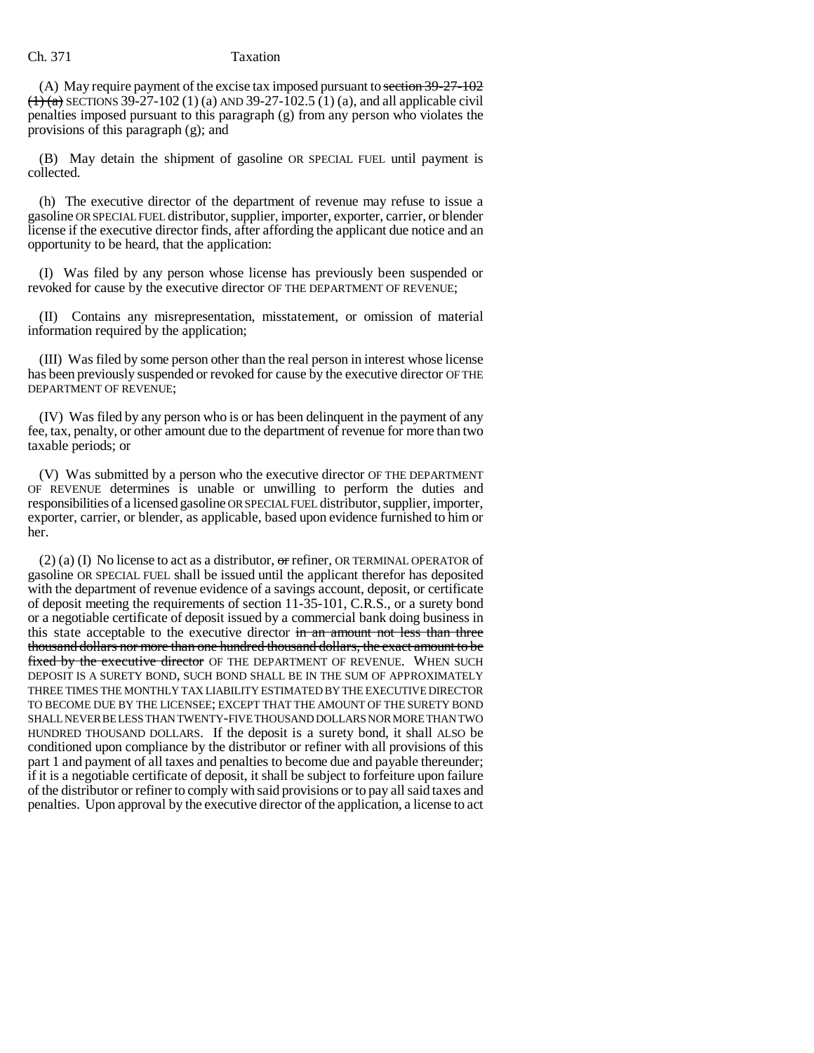(A) May require payment of the excise tax imposed pursuant to ~~section 39-27-102 (1) (a)~~ SECTIONS 39-27-102 (1) (a) AND 39-27-102.5 (1) (a), and all applicable civil penalties imposed pursuant to this paragraph (g) from any person who violates the provisions of this paragraph (g); and

(B) May detain the shipment of gasoline OR SPECIAL FUEL until payment is collected.

(h) The executive director of the department of revenue may refuse to issue a gasoline OR SPECIAL FUEL distributor, supplier, importer, exporter, carrier, or blender license if the executive director finds, after affording the applicant due notice and an opportunity to be heard, that the application:

(I) Was filed by any person whose license has previously been suspended or revoked for cause by the executive director OF THE DEPARTMENT OF REVENUE;

(II) Contains any misrepresentation, misstatement, or omission of material information required by the application;

(III) Was filed by some person other than the real person in interest whose license has been previously suspended or revoked for cause by the executive director OF THE DEPARTMENT OF REVENUE;

(IV) Was filed by any person who is or has been delinquent in the payment of any fee, tax, penalty, or other amount due to the department of revenue for more than two taxable periods; or

(V) Was submitted by a person who the executive director OF THE DEPARTMENT OF REVENUE determines is unable or unwilling to perform the duties and responsibilities of a licensed gasoline OR SPECIAL FUEL distributor, supplier, importer, exporter, carrier, or blender, as applicable, based upon evidence furnished to him or her.

(2) (a) (I) No license to act as a distributor, ~~or~~ refiner, OR TERMINAL OPERATOR of gasoline OR SPECIAL FUEL shall be issued until the applicant therefor has deposited with the department of revenue evidence of a savings account, deposit, or certificate of deposit meeting the requirements of section 11-35-101, C.R.S., or a surety bond or a negotiable certificate of deposit issued by a commercial bank doing business in this state acceptable to the executive director ~~in an amount not less than three thousand dollars nor more than one hundred thousand dollars, the exact amount to be fixed by the executive director~~ OF THE DEPARTMENT OF REVENUE. WHEN SUCH DEPOSIT IS A SURETY BOND, SUCH BOND SHALL BE IN THE SUM OF APPROXIMATELY THREE TIMES THE MONTHLY TAX LIABILITY ESTIMATED BY THE EXECUTIVE DIRECTOR TO BECOME DUE BY THE LICENSEE; EXCEPT THAT THE AMOUNT OF THE SURETY BOND SHALL NEVER BE LESS THAN TWENTY-FIVE THOUSAND DOLLARS NOR MORE THAN TWO HUNDRED THOUSAND DOLLARS. If the deposit is a surety bond, it shall ALSO be conditioned upon compliance by the distributor or refiner with all provisions of this part 1 and payment of all taxes and penalties to become due and payable thereunder; if it is a negotiable certificate of deposit, it shall be subject to forfeiture upon failure of the distributor or refiner to comply with said provisions or to pay all said taxes and penalties. Upon approval by the executive director of the application, a license to act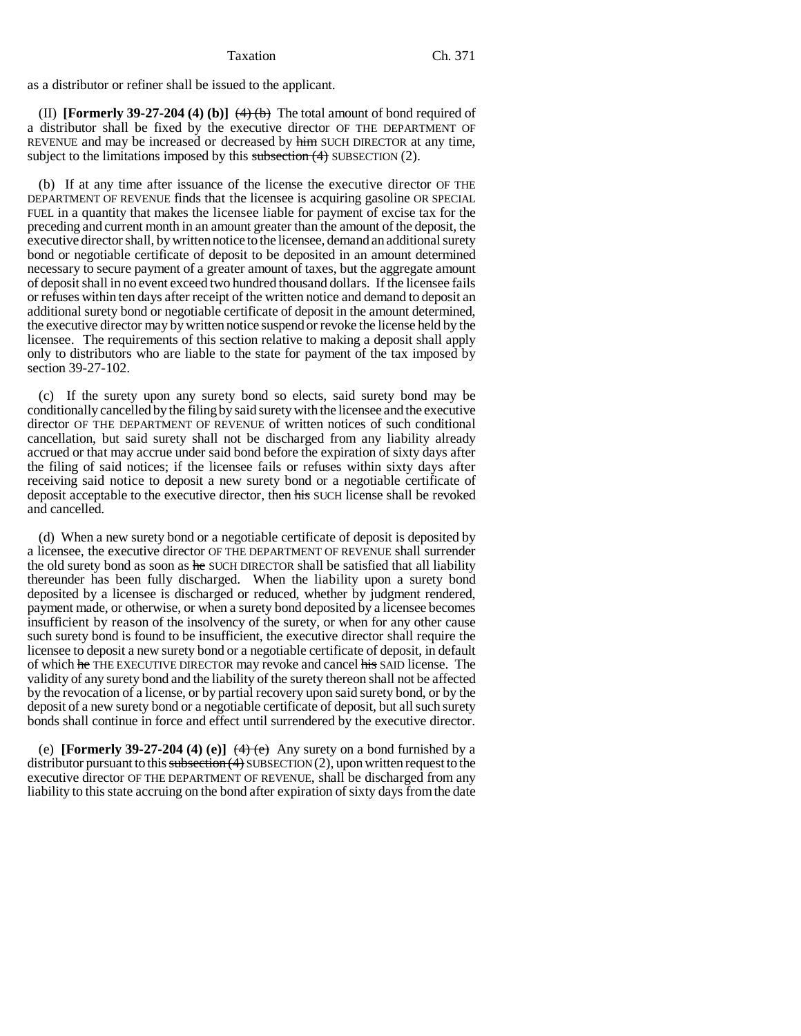as a distributor or refiner shall be issued to the applicant.

(II) **[Formerly 39-27-204 (4) (b)]** ~~(4) (b)~~ The total amount of bond required of a distributor shall be fixed by the executive director OF THE DEPARTMENT OF REVENUE and may be increased or decreased by ~~him~~ SUCH DIRECTOR at any time, subject to the limitations imposed by this ~~subsection (4)~~ SUBSECTION (2).

(b) If at any time after issuance of the license the executive director OF THE DEPARTMENT OF REVENUE finds that the licensee is acquiring gasoline OR SPECIAL FUEL in a quantity that makes the licensee liable for payment of excise tax for the preceding and current month in an amount greater than the amount of the deposit, the executive director shall, by written notice to the licensee, demand an additional surety bond or negotiable certificate of deposit to be deposited in an amount determined necessary to secure payment of a greater amount of taxes, but the aggregate amount of deposit shall in no event exceed two hundred thousand dollars. If the licensee fails or refuses within ten days after receipt of the written notice and demand to deposit an additional surety bond or negotiable certificate of deposit in the amount determined, the executive director may by written notice suspend or revoke the license held by the licensee. The requirements of this section relative to making a deposit shall apply only to distributors who are liable to the state for payment of the tax imposed by section 39-27-102.

(c) If the surety upon any surety bond so elects, said surety bond may be conditionally cancelled by the filing by said surety with the licensee and the executive director OF THE DEPARTMENT OF REVENUE of written notices of such conditional cancellation, but said surety shall not be discharged from any liability already accrued or that may accrue under said bond before the expiration of sixty days after the filing of said notices; if the licensee fails or refuses within sixty days after receiving said notice to deposit a new surety bond or a negotiable certificate of deposit acceptable to the executive director, then ~~his~~ SUCH license shall be revoked and cancelled.

(d) When a new surety bond or a negotiable certificate of deposit is deposited by a licensee, the executive director OF THE DEPARTMENT OF REVENUE shall surrender the old surety bond as soon as ~~he~~ SUCH DIRECTOR shall be satisfied that all liability thereunder has been fully discharged. When the liability upon a surety bond deposited by a licensee is discharged or reduced, whether by judgment rendered, payment made, or otherwise, or when a surety bond deposited by a licensee becomes insufficient by reason of the insolvency of the surety, or when for any other cause such surety bond is found to be insufficient, the executive director shall require the licensee to deposit a new surety bond or a negotiable certificate of deposit, in default of which ~~he~~ THE EXECUTIVE DIRECTOR may revoke and cancel ~~his~~ SAID license. The validity of any surety bond and the liability of the surety thereon shall not be affected by the revocation of a license, or by partial recovery upon said surety bond, or by the deposit of a new surety bond or a negotiable certificate of deposit, but all such surety bonds shall continue in force and effect until surrendered by the executive director.

(e) **[Formerly 39-27-204 (4) (e)]** ~~(4) (e)~~ Any surety on a bond furnished by a distributor pursuant to this ~~subsection (4)~~ SUBSECTION (2), upon written request to the executive director OF THE DEPARTMENT OF REVENUE, shall be discharged from any liability to this state accruing on the bond after expiration of sixty days from the date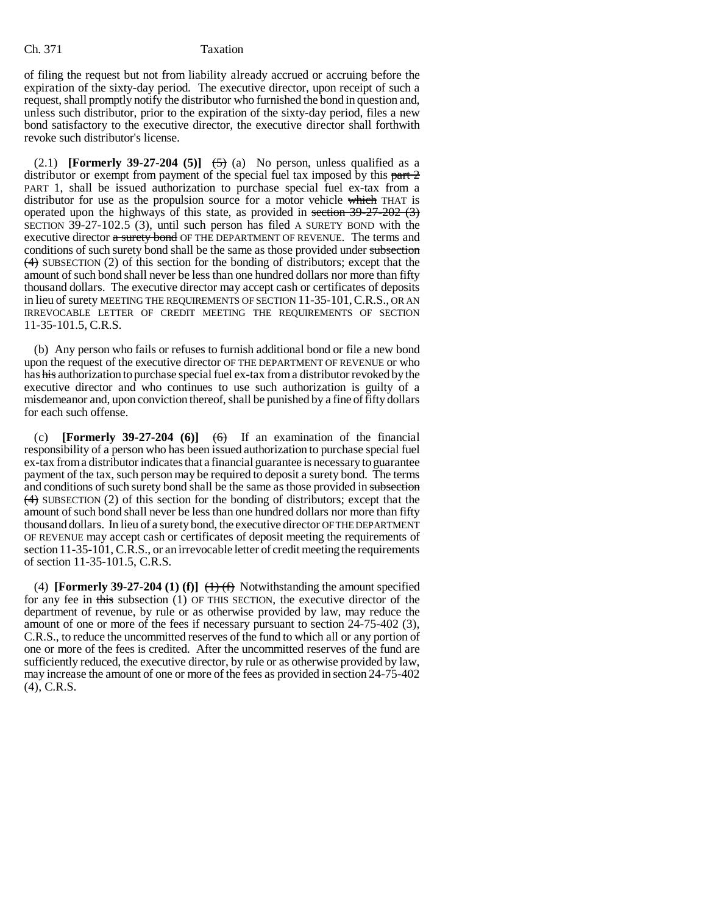of filing the request but not from liability already accrued or accruing before the expiration of the sixty-day period. The executive director, upon receipt of such a request, shall promptly notify the distributor who furnished the bond in question and, unless such distributor, prior to the expiration of the sixty-day period, files a new bond satisfactory to the executive director, the executive director shall forthwith revoke such distributor's license.

(2.1) **[Formerly 39-27-204 (5)]** ~~(5)~~ (a) No person, unless qualified as a distributor or exempt from payment of the special fuel tax imposed by this ~~part 2~~ PART 1, shall be issued authorization to purchase special fuel ex-tax from a distributor for use as the propulsion source for a motor vehicle ~~which~~ THAT is operated upon the highways of this state, as provided in ~~section 39-27-202 (3)~~ SECTION 39-27-102.5 (3), until such person has filed A SURETY BOND with the executive director ~~a surety bond~~ OF THE DEPARTMENT OF REVENUE. The terms and conditions of such surety bond shall be the same as those provided under ~~subsection (4)~~ SUBSECTION (2) of this section for the bonding of distributors; except that the amount of such bond shall never be less than one hundred dollars nor more than fifty thousand dollars. The executive director may accept cash or certificates of deposits in lieu of surety MEETING THE REQUIREMENTS OF SECTION 11-35-101, C.R.S., OR AN IRREVOCABLE LETTER OF CREDIT MEETING THE REQUIREMENTS OF SECTION 11-35-101.5, C.R.S.

(b) Any person who fails or refuses to furnish additional bond or file a new bond upon the request of the executive director OF THE DEPARTMENT OF REVENUE or who has ~~his~~ authorization to purchase special fuel ex-tax from a distributor revoked by the executive director and who continues to use such authorization is guilty of a misdemeanor and, upon conviction thereof, shall be punished by a fine of fifty dollars for each such offense.

(c) **[Formerly 39-27-204 (6)]** ~~(6)~~ If an examination of the financial responsibility of a person who has been issued authorization to purchase special fuel ex-tax from a distributor indicates that a financial guarantee is necessary to guarantee payment of the tax, such person may be required to deposit a surety bond. The terms and conditions of such surety bond shall be the same as those provided in ~~subsection (4)~~ SUBSECTION (2) of this section for the bonding of distributors; except that the amount of such bond shall never be less than one hundred dollars nor more than fifty thousand dollars. In lieu of a surety bond, the executive director OF THE DEPARTMENT OF REVENUE may accept cash or certificates of deposit meeting the requirements of section 11-35-101, C.R.S., or an irrevocable letter of credit meeting the requirements of section 11-35-101.5, C.R.S.

(4) **[Formerly 39-27-204 (1) (f)]** ~~(1) (f)~~ Notwithstanding the amount specified for any fee in ~~this~~ subsection (1) OF THIS SECTION, the executive director of the department of revenue, by rule or as otherwise provided by law, may reduce the amount of one or more of the fees if necessary pursuant to section 24-75-402 (3), C.R.S., to reduce the uncommitted reserves of the fund to which all or any portion of one or more of the fees is credited. After the uncommitted reserves of the fund are sufficiently reduced, the executive director, by rule or as otherwise provided by law, may increase the amount of one or more of the fees as provided in section 24-75-402 (4), C.R.S.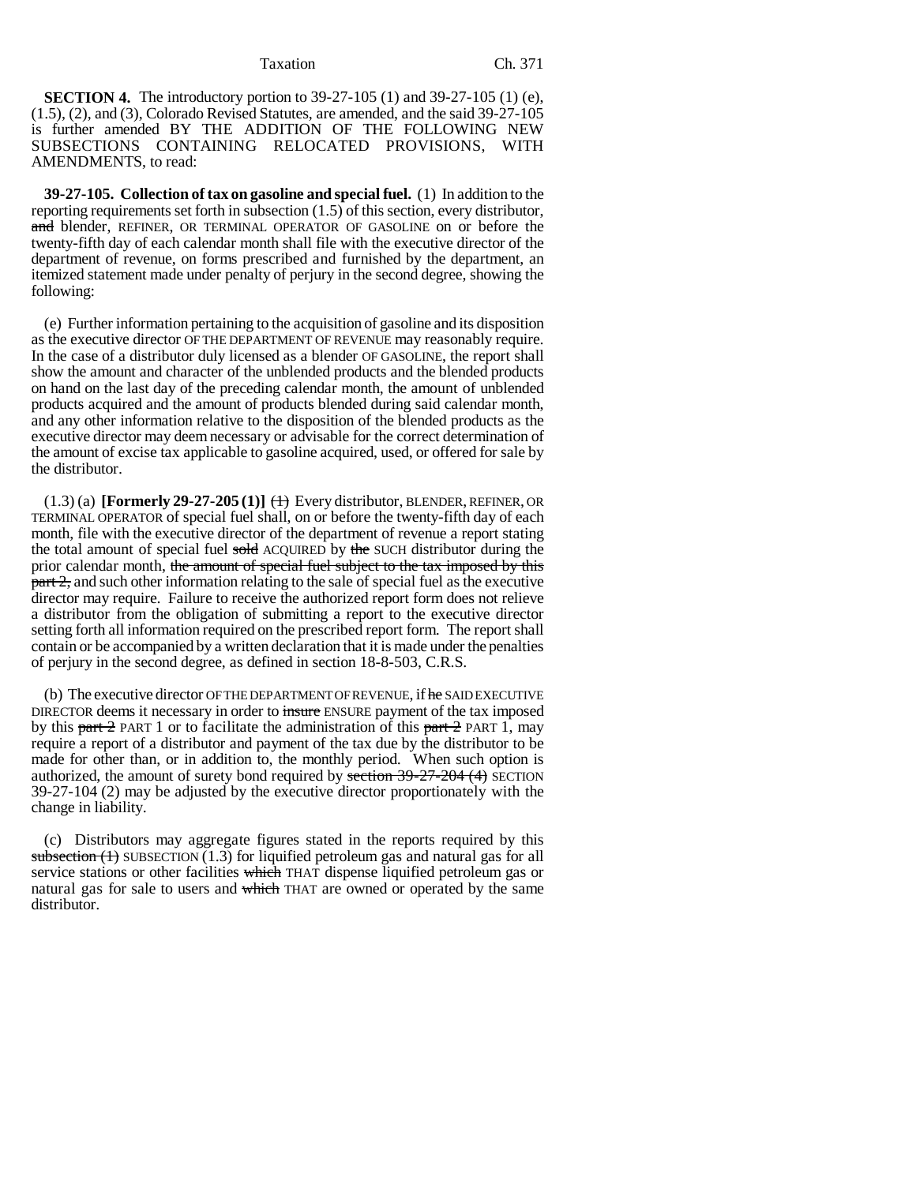**SECTION 4.** The introductory portion to 39-27-105 (1) and 39-27-105 (1) (e), (1.5), (2), and (3), Colorado Revised Statutes, are amended, and the said 39-27-105 is further amended BY THE ADDITION OF THE FOLLOWING NEW SUBSECTIONS CONTAINING RELOCATED PROVISIONS, WITH AMENDMENTS, to read:

**39-27-105. Collection of tax on gasoline and special fuel.** (1) In addition to the reporting requirements set forth in subsection (1.5) of this section, every distributor, ~~and~~ blender, REFINER, OR TERMINAL OPERATOR OF GASOLINE on or before the twenty-fifth day of each calendar month shall file with the executive director of the department of revenue, on forms prescribed and furnished by the department, an itemized statement made under penalty of perjury in the second degree, showing the following:

(e) Further information pertaining to the acquisition of gasoline and its disposition as the executive director OF THE DEPARTMENT OF REVENUE may reasonably require. In the case of a distributor duly licensed as a blender OF GASOLINE, the report shall show the amount and character of the unblended products and the blended products on hand on the last day of the preceding calendar month, the amount of unblended products acquired and the amount of products blended during said calendar month, and any other information relative to the disposition of the blended products as the executive director may deem necessary or advisable for the correct determination of the amount of excise tax applicable to gasoline acquired, used, or offered for sale by the distributor.

(1.3) (a) **[Formerly 29-27-205 (1)]** ~~(1)~~ Every distributor, BLENDER, REFINER, OR TERMINAL OPERATOR of special fuel shall, on or before the twenty-fifth day of each month, file with the executive director of the department of revenue a report stating the total amount of special fuel ~~sold~~ ACQUIRED by ~~the~~ SUCH distributor during the prior calendar month, ~~the amount of special fuel subject to the tax imposed by this part 2,~~ and such other information relating to the sale of special fuel as the executive director may require. Failure to receive the authorized report form does not relieve a distributor from the obligation of submitting a report to the executive director setting forth all information required on the prescribed report form. The report shall contain or be accompanied by a written declaration that it is made under the penalties of perjury in the second degree, as defined in section 18-8-503, C.R.S.

(b) The executive director OF THE DEPARTMENT OF REVENUE, if ~~he~~ SAID EXECUTIVE DIRECTOR deems it necessary in order to ~~insure~~ ENSURE payment of the tax imposed by this ~~part 2~~ PART 1 or to facilitate the administration of this ~~part 2~~ PART 1, may require a report of a distributor and payment of the tax due by the distributor to be made for other than, or in addition to, the monthly period. When such option is authorized, the amount of surety bond required by ~~section 39-27-204 (4)~~ SECTION 39-27-104 (2) may be adjusted by the executive director proportionately with the change in liability.

(c) Distributors may aggregate figures stated in the reports required by this ~~subsection (1)~~ SUBSECTION (1.3) for liquified petroleum gas and natural gas for all service stations or other facilities ~~which~~ THAT dispense liquified petroleum gas or natural gas for sale to users and ~~which~~ THAT are owned or operated by the same distributor.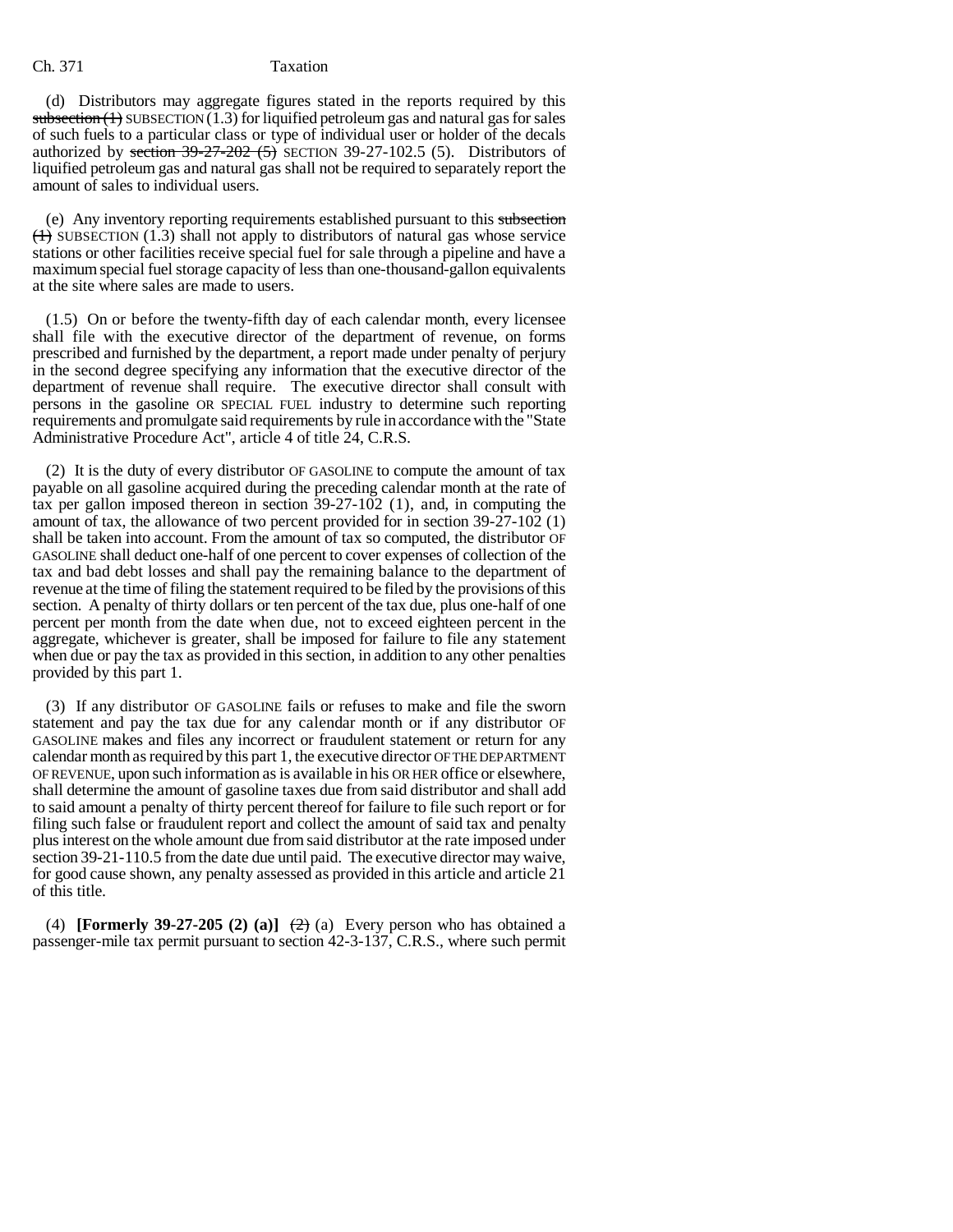(d) Distributors may aggregate figures stated in the reports required by this ~~subsection (1)~~ SUBSECTION (1.3) for liquified petroleum gas and natural gas for sales of such fuels to a particular class or type of individual user or holder of the decals authorized by ~~section 39-27-202 (5)~~ SECTION 39-27-102.5 (5). Distributors of liquified petroleum gas and natural gas shall not be required to separately report the amount of sales to individual users.

(e) Any inventory reporting requirements established pursuant to this ~~subsection (1)~~ SUBSECTION (1.3) shall not apply to distributors of natural gas whose service stations or other facilities receive special fuel for sale through a pipeline and have a maximum special fuel storage capacity of less than one-thousand-gallon equivalents at the site where sales are made to users.

(1.5) On or before the twenty-fifth day of each calendar month, every licensee shall file with the executive director of the department of revenue, on forms prescribed and furnished by the department, a report made under penalty of perjury in the second degree specifying any information that the executive director of the department of revenue shall require. The executive director shall consult with persons in the gasoline OR SPECIAL FUEL industry to determine such reporting requirements and promulgate said requirements by rule in accordance with the "State Administrative Procedure Act", article 4 of title 24, C.R.S.

(2) It is the duty of every distributor OF GASOLINE to compute the amount of tax payable on all gasoline acquired during the preceding calendar month at the rate of tax per gallon imposed thereon in section 39-27-102 (1), and, in computing the amount of tax, the allowance of two percent provided for in section 39-27-102 (1) shall be taken into account. From the amount of tax so computed, the distributor OF GASOLINE shall deduct one-half of one percent to cover expenses of collection of the tax and bad debt losses and shall pay the remaining balance to the department of revenue at the time of filing the statement required to be filed by the provisions of this section. A penalty of thirty dollars or ten percent of the tax due, plus one-half of one percent per month from the date when due, not to exceed eighteen percent in the aggregate, whichever is greater, shall be imposed for failure to file any statement when due or pay the tax as provided in this section, in addition to any other penalties provided by this part 1.

(3) If any distributor OF GASOLINE fails or refuses to make and file the sworn statement and pay the tax due for any calendar month or if any distributor OF GASOLINE makes and files any incorrect or fraudulent statement or return for any calendar month as required by this part 1, the executive director OF THE DEPARTMENT OF REVENUE, upon such information as is available in his OR HER office or elsewhere, shall determine the amount of gasoline taxes due from said distributor and shall add to said amount a penalty of thirty percent thereof for failure to file such report or for filing such false or fraudulent report and collect the amount of said tax and penalty plus interest on the whole amount due from said distributor at the rate imposed under section 39-21-110.5 from the date due until paid. The executive director may waive, for good cause shown, any penalty assessed as provided in this article and article 21 of this title.

(4) **[Formerly 39-27-205 (2) (a)]** ~~(2)~~ (a) Every person who has obtained a passenger-mile tax permit pursuant to section 42-3-137, C.R.S., where such permit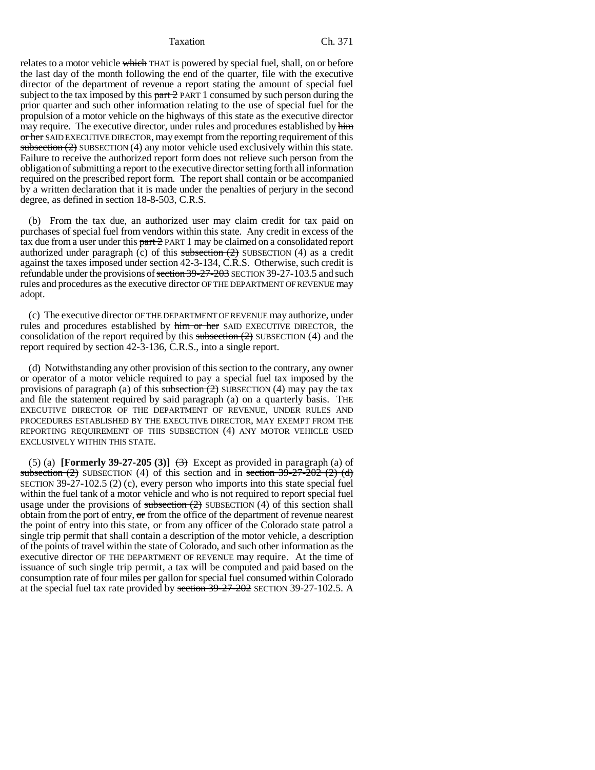relates to a motor vehicle ~~which~~ THAT is powered by special fuel, shall, on or before the last day of the month following the end of the quarter, file with the executive director of the department of revenue a report stating the amount of special fuel subject to the tax imposed by this ~~part 2~~ PART 1 consumed by such person during the prior quarter and such other information relating to the use of special fuel for the propulsion of a motor vehicle on the highways of this state as the executive director may require. The executive director, under rules and procedures established by ~~him or her~~ SAID EXECUTIVE DIRECTOR, may exempt from the reporting requirement of this ~~subsection (2)~~ SUBSECTION (4) any motor vehicle used exclusively within this state. Failure to receive the authorized report form does not relieve such person from the obligation of submitting a report to the executive director setting forth all information required on the prescribed report form. The report shall contain or be accompanied by a written declaration that it is made under the penalties of perjury in the second degree, as defined in section 18-8-503, C.R.S.

(b) From the tax due, an authorized user may claim credit for tax paid on purchases of special fuel from vendors within this state. Any credit in excess of the tax due from a user under this ~~part 2~~ PART 1 may be claimed on a consolidated report authorized under paragraph (c) of this ~~subsection (2)~~ SUBSECTION (4) as a credit against the taxes imposed under section 42-3-134, C.R.S. Otherwise, such credit is refundable under the provisions of ~~section 39-27-203~~ SECTION 39-27-103.5 and such rules and procedures as the executive director OF THE DEPARTMENT OF REVENUE may adopt.

(c) The executive director OF THE DEPARTMENT OF REVENUE may authorize, under rules and procedures established by ~~him or her~~ SAID EXECUTIVE DIRECTOR, the consolidation of the report required by this ~~subsection (2)~~ SUBSECTION (4) and the report required by section 42-3-136, C.R.S., into a single report.

(d) Notwithstanding any other provision of this section to the contrary, any owner or operator of a motor vehicle required to pay a special fuel tax imposed by the provisions of paragraph (a) of this ~~subsection (2)~~ SUBSECTION (4) may pay the tax and file the statement required by said paragraph (a) on a quarterly basis. THE EXECUTIVE DIRECTOR OF THE DEPARTMENT OF REVENUE, UNDER RULES AND PROCEDURES ESTABLISHED BY THE EXECUTIVE DIRECTOR, MAY EXEMPT FROM THE REPORTING REQUIREMENT OF THIS SUBSECTION (4) ANY MOTOR VEHICLE USED EXCLUSIVELY WITHIN THIS STATE.

(5) (a) **[Formerly 39-27-205 (3)]** ~~(3)~~ Except as provided in paragraph (a) of ~~subsection (2)~~ SUBSECTION (4) of this section and in ~~section 39-27-202 (2) (d)~~ SECTION 39-27-102.5 (2) (c), every person who imports into this state special fuel within the fuel tank of a motor vehicle and who is not required to report special fuel usage under the provisions of ~~subsection (2)~~ SUBSECTION (4) of this section shall obtain from the port of entry, ~~or~~ from the office of the department of revenue nearest the point of entry into this state, or from any officer of the Colorado state patrol a single trip permit that shall contain a description of the motor vehicle, a description of the points of travel within the state of Colorado, and such other information as the executive director OF THE DEPARTMENT OF REVENUE may require. At the time of issuance of such single trip permit, a tax will be computed and paid based on the consumption rate of four miles per gallon for special fuel consumed within Colorado at the special fuel tax rate provided by ~~section 39-27-202~~ SECTION 39-27-102.5. A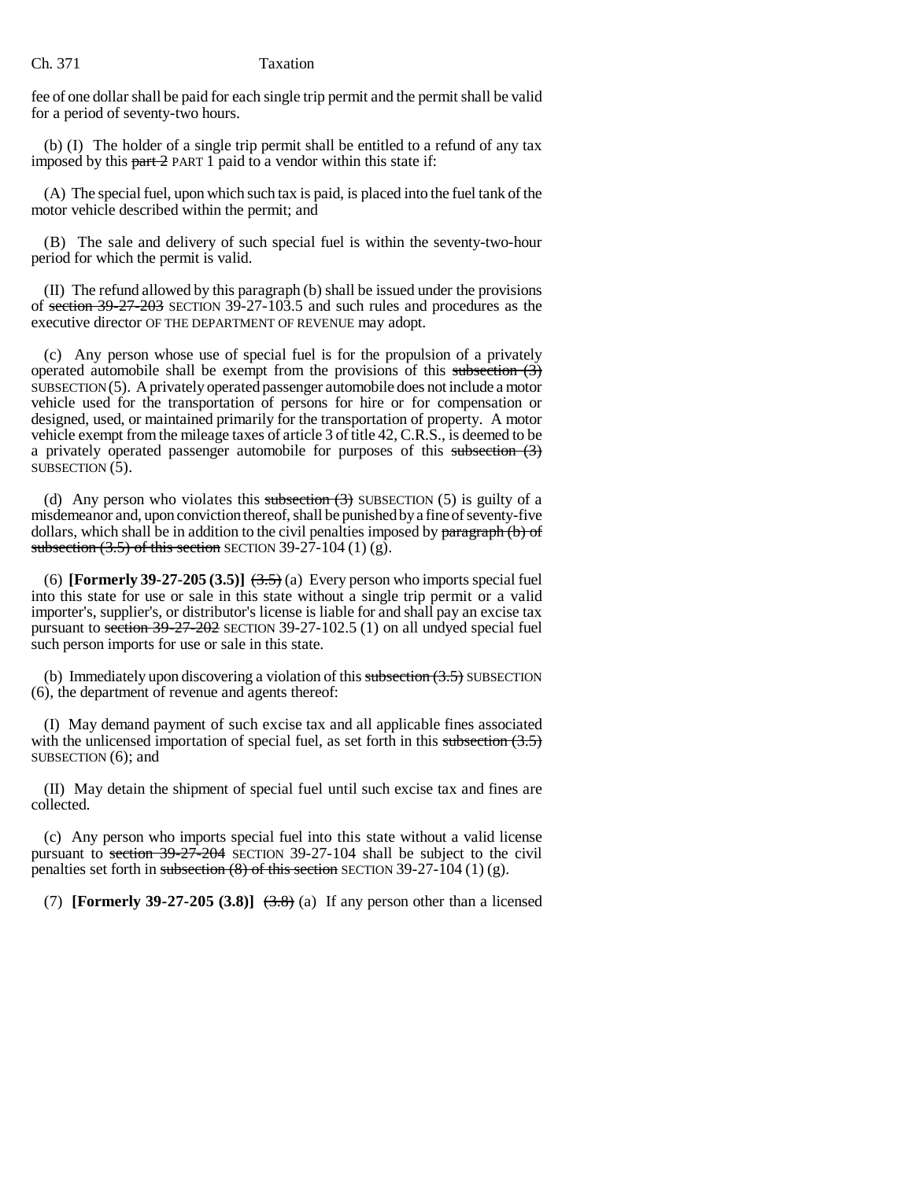fee of one dollar shall be paid for each single trip permit and the permit shall be valid for a period of seventy-two hours.

(b) (I) The holder of a single trip permit shall be entitled to a refund of any tax imposed by this ~~part 2~~ PART 1 paid to a vendor within this state if:

(A) The special fuel, upon which such tax is paid, is placed into the fuel tank of the motor vehicle described within the permit; and

(B) The sale and delivery of such special fuel is within the seventy-two-hour period for which the permit is valid.

(II) The refund allowed by this paragraph (b) shall be issued under the provisions of ~~section 39-27-203~~ SECTION 39-27-103.5 and such rules and procedures as the executive director OF THE DEPARTMENT OF REVENUE may adopt.

(c) Any person whose use of special fuel is for the propulsion of a privately operated automobile shall be exempt from the provisions of this ~~subsection (3)~~ SUBSECTION (5). A privately operated passenger automobile does not include a motor vehicle used for the transportation of persons for hire or for compensation or designed, used, or maintained primarily for the transportation of property. A motor vehicle exempt from the mileage taxes of article 3 of title 42, C.R.S., is deemed to be a privately operated passenger automobile for purposes of this ~~subsection (3)~~ SUBSECTION (5).

(d) Any person who violates this ~~subsection (3)~~ SUBSECTION (5) is guilty of a misdemeanor and, upon conviction thereof, shall be punished by a fine of seventy-five dollars, which shall be in addition to the civil penalties imposed by ~~paragraph (b) of subsection (3.5) of this section~~ SECTION 39-27-104 (1) (g).

(6) **[Formerly 39-27-205 (3.5)]** ~~(3.5)~~ (a) Every person who imports special fuel into this state for use or sale in this state without a single trip permit or a valid importer's, supplier's, or distributor's license is liable for and shall pay an excise tax pursuant to ~~section 39-27-202~~ SECTION 39-27-102.5 (1) on all undyed special fuel such person imports for use or sale in this state.

(b) Immediately upon discovering a violation of this ~~subsection (3.5)~~ SUBSECTION (6), the department of revenue and agents thereof:

(I) May demand payment of such excise tax and all applicable fines associated with the unlicensed importation of special fuel, as set forth in this ~~subsection (3.5)~~ SUBSECTION (6); and

(II) May detain the shipment of special fuel until such excise tax and fines are collected.

(c) Any person who imports special fuel into this state without a valid license pursuant to ~~section 39-27-204~~ SECTION 39-27-104 shall be subject to the civil penalties set forth in ~~subsection (8) of this section~~ SECTION 39-27-104 (1) (g).

(7) **[Formerly 39-27-205 (3.8)]** ~~(3.8)~~ (a) If any person other than a licensed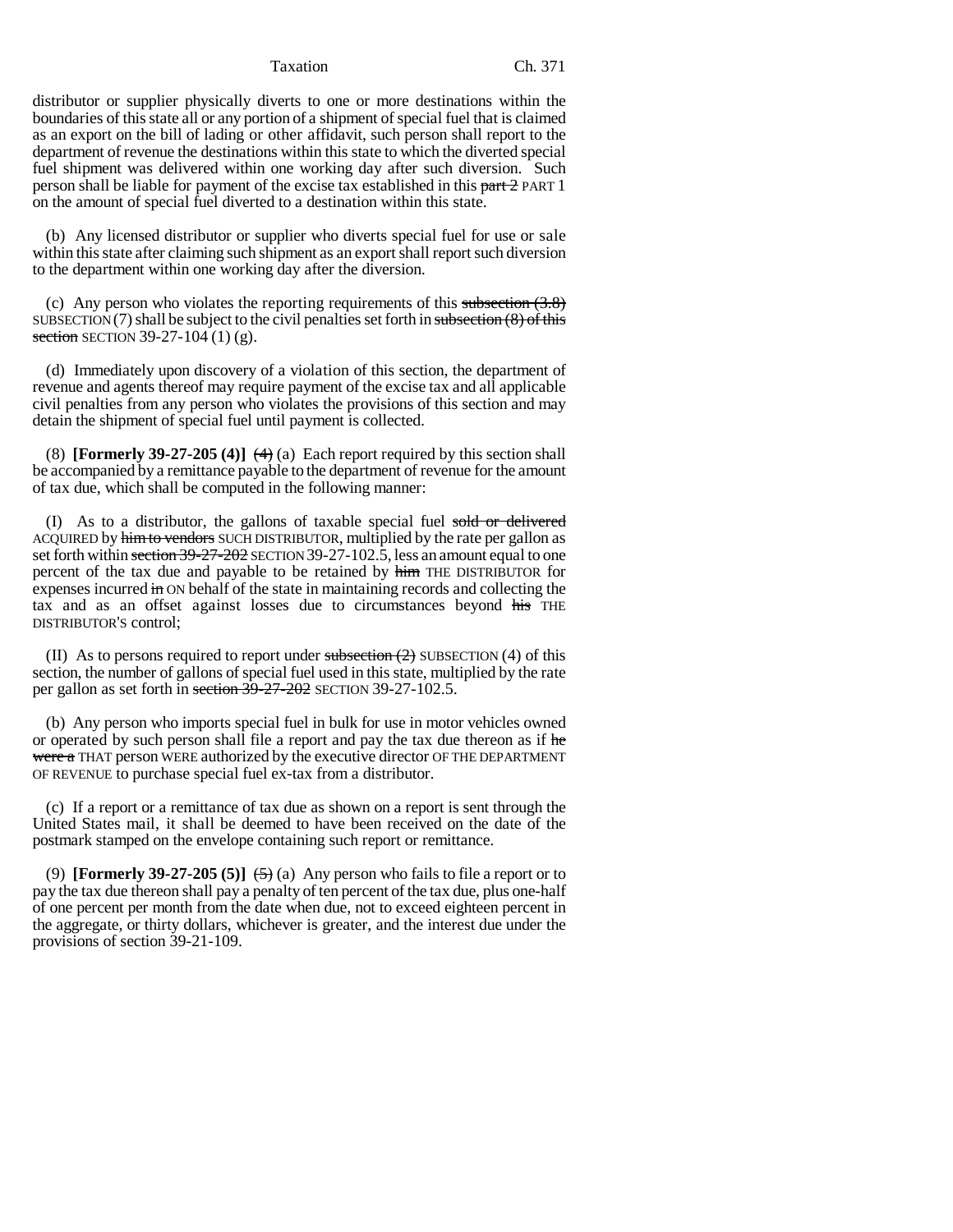distributor or supplier physically diverts to one or more destinations within the boundaries of this state all or any portion of a shipment of special fuel that is claimed as an export on the bill of lading or other affidavit, such person shall report to the department of revenue the destinations within this state to which the diverted special fuel shipment was delivered within one working day after such diversion. Such person shall be liable for payment of the excise tax established in this ~~part 2~~ PART 1 on the amount of special fuel diverted to a destination within this state.

(b) Any licensed distributor or supplier who diverts special fuel for use or sale within this state after claiming such shipment as an export shall report such diversion to the department within one working day after the diversion.

(c) Any person who violates the reporting requirements of this ~~subsection (3.8)~~ SUBSECTION (7) shall be subject to the civil penalties set forth in ~~subsection (8) of this section~~ SECTION 39-27-104 (1) (g).

(d) Immediately upon discovery of a violation of this section, the department of revenue and agents thereof may require payment of the excise tax and all applicable civil penalties from any person who violates the provisions of this section and may detain the shipment of special fuel until payment is collected.

(8) **[Formerly 39-27-205 (4)]** ~~(4)~~ (a) Each report required by this section shall be accompanied by a remittance payable to the department of revenue for the amount of tax due, which shall be computed in the following manner:

(I) As to a distributor, the gallons of taxable special fuel ~~sold or delivered~~ ACQUIRED by ~~him to vendors~~ SUCH DISTRIBUTOR, multiplied by the rate per gallon as set forth within ~~section 39-27-202~~ SECTION 39-27-102.5, less an amount equal to one percent of the tax due and payable to be retained by ~~him~~ THE DISTRIBUTOR for expenses incurred ~~in~~ ON behalf of the state in maintaining records and collecting the tax and as an offset against losses due to circumstances beyond ~~his~~ THE DISTRIBUTOR'S control;

(II) As to persons required to report under ~~subsection (2)~~ SUBSECTION (4) of this section, the number of gallons of special fuel used in this state, multiplied by the rate per gallon as set forth in ~~section 39-27-202~~ SECTION 39-27-102.5.

(b) Any person who imports special fuel in bulk for use in motor vehicles owned or operated by such person shall file a report and pay the tax due thereon as if ~~he were a~~ THAT person WERE authorized by the executive director OF THE DEPARTMENT OF REVENUE to purchase special fuel ex-tax from a distributor.

(c) If a report or a remittance of tax due as shown on a report is sent through the United States mail, it shall be deemed to have been received on the date of the postmark stamped on the envelope containing such report or remittance.

(9) **[Formerly 39-27-205 (5)]** ~~(5)~~ (a) Any person who fails to file a report or to pay the tax due thereon shall pay a penalty of ten percent of the tax due, plus one-half of one percent per month from the date when due, not to exceed eighteen percent in the aggregate, or thirty dollars, whichever is greater, and the interest due under the provisions of section 39-21-109.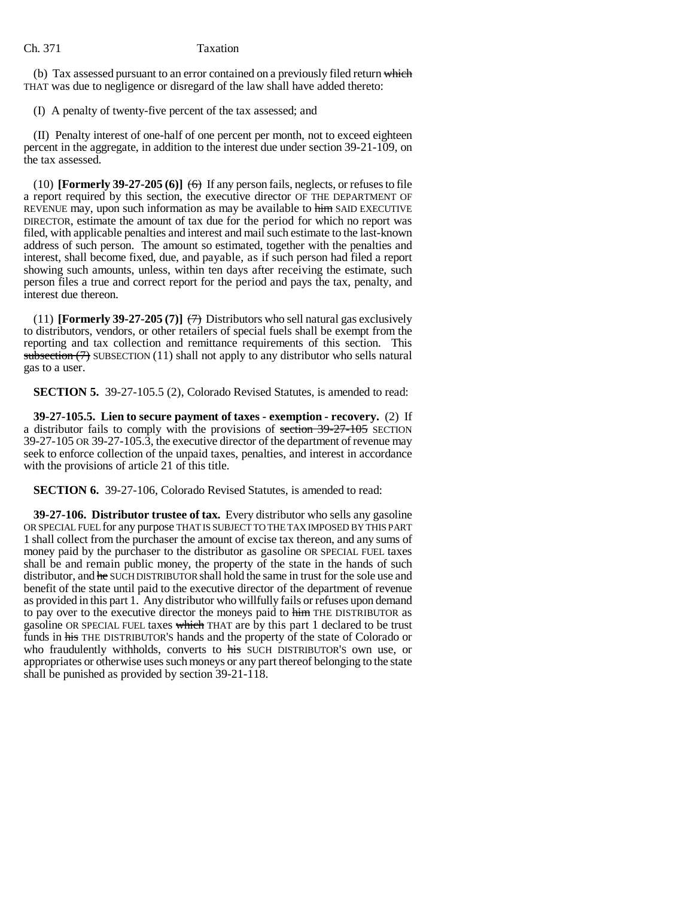(b) Tax assessed pursuant to an error contained on a previously filed return which THAT was due to negligence or disregard of the law shall have added thereto:

(I) A penalty of twenty-five percent of the tax assessed; and

(II) Penalty interest of one-half of one percent per month, not to exceed eighteen percent in the aggregate, in addition to the interest due under section 39-21-109, on the tax assessed.

(10) **[Formerly 39-27-205 (6)]** (6) If any person fails, neglects, or refuses to file a report required by this section, the executive director OF THE DEPARTMENT OF REVENUE may, upon such information as may be available to him SAID EXECUTIVE DIRECTOR, estimate the amount of tax due for the period for which no report was filed, with applicable penalties and interest and mail such estimate to the last-known address of such person. The amount so estimated, together with the penalties and interest, shall become fixed, due, and payable, as if such person had filed a report showing such amounts, unless, within ten days after receiving the estimate, such person files a true and correct report for the period and pays the tax, penalty, and interest due thereon.

(11) **[Formerly 39-27-205 (7)]** (7) Distributors who sell natural gas exclusively to distributors, vendors, or other retailers of special fuels shall be exempt from the reporting and tax collection and remittance requirements of this section. This subsection (7) SUBSECTION (11) shall not apply to any distributor who sells natural gas to a user.

**SECTION 5.** 39-27-105.5 (2), Colorado Revised Statutes, is amended to read:

**39-27-105.5. Lien to secure payment of taxes - exemption - recovery.** (2) If a distributor fails to comply with the provisions of section 39-27-105 SECTION 39-27-105 OR 39-27-105.3, the executive director of the department of revenue may seek to enforce collection of the unpaid taxes, penalties, and interest in accordance with the provisions of article 21 of this title.

**SECTION 6.** 39-27-106, Colorado Revised Statutes, is amended to read:

**39-27-106. Distributor trustee of tax.** Every distributor who sells any gasoline OR SPECIAL FUEL for any purpose THAT IS SUBJECT TO THE TAX IMPOSED BY THIS PART 1 shall collect from the purchaser the amount of excise tax thereon, and any sums of money paid by the purchaser to the distributor as gasoline OR SPECIAL FUEL taxes shall be and remain public money, the property of the state in the hands of such distributor, and he SUCH DISTRIBUTOR shall hold the same in trust for the sole use and benefit of the state until paid to the executive director of the department of revenue as provided in this part 1. Any distributor who willfully fails or refuses upon demand to pay over to the executive director the moneys paid to him THE DISTRIBUTOR as gasoline OR SPECIAL FUEL taxes which THAT are by this part 1 declared to be trust funds in his THE DISTRIBUTOR'S hands and the property of the state of Colorado or who fraudulently withholds, converts to his SUCH DISTRIBUTOR'S own use, or appropriates or otherwise uses such moneys or any part thereof belonging to the state shall be punished as provided by section 39-21-118.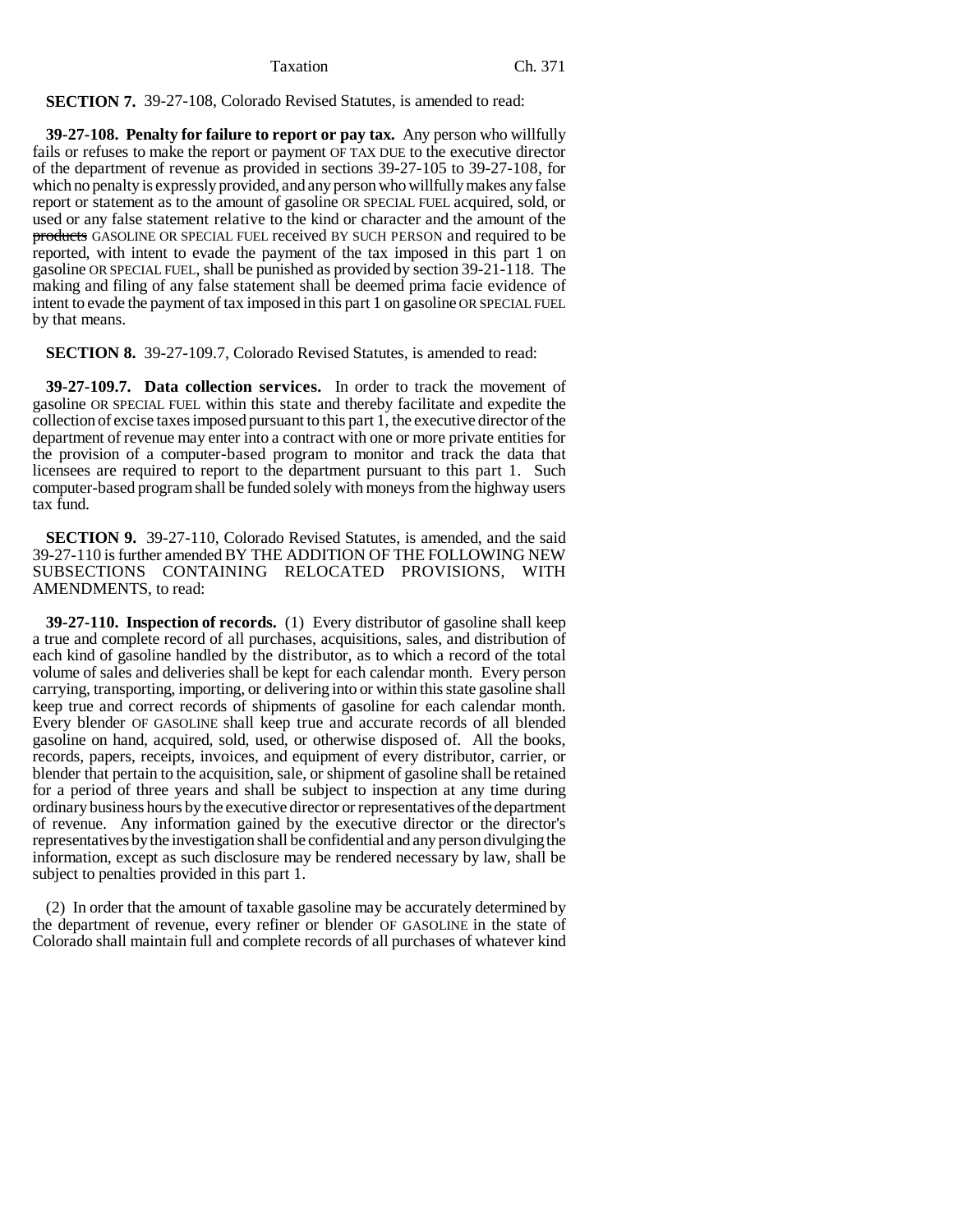**SECTION 7.** 39-27-108, Colorado Revised Statutes, is amended to read:

**39-27-108. Penalty for failure to report or pay tax.** Any person who willfully fails or refuses to make the report or payment OF TAX DUE to the executive director of the department of revenue as provided in sections 39-27-105 to 39-27-108, for which no penalty is expressly provided, and any person who willfully makes any false report or statement as to the amount of gasoline OR SPECIAL FUEL acquired, sold, or used or any false statement relative to the kind or character and the amount of the ~~products~~ GASOLINE OR SPECIAL FUEL received BY SUCH PERSON and required to be reported, with intent to evade the payment of the tax imposed in this part 1 on gasoline OR SPECIAL FUEL, shall be punished as provided by section 39-21-118. The making and filing of any false statement shall be deemed prima facie evidence of intent to evade the payment of tax imposed in this part 1 on gasoline OR SPECIAL FUEL by that means.

**SECTION 8.** 39-27-109.7, Colorado Revised Statutes, is amended to read:

**39-27-109.7. Data collection services.** In order to track the movement of gasoline OR SPECIAL FUEL within this state and thereby facilitate and expedite the collection of excise taxes imposed pursuant to this part 1, the executive director of the department of revenue may enter into a contract with one or more private entities for the provision of a computer-based program to monitor and track the data that licensees are required to report to the department pursuant to this part 1. Such computer-based program shall be funded solely with moneys from the highway users tax fund.

**SECTION 9.** 39-27-110, Colorado Revised Statutes, is amended, and the said 39-27-110 is further amended BY THE ADDITION OF THE FOLLOWING NEW SUBSECTIONS CONTAINING RELOCATED PROVISIONS, WITH AMENDMENTS, to read:

**39-27-110. Inspection of records.** (1) Every distributor of gasoline shall keep a true and complete record of all purchases, acquisitions, sales, and distribution of each kind of gasoline handled by the distributor, as to which a record of the total volume of sales and deliveries shall be kept for each calendar month. Every person carrying, transporting, importing, or delivering into or within this state gasoline shall keep true and correct records of shipments of gasoline for each calendar month. Every blender OF GASOLINE shall keep true and accurate records of all blended gasoline on hand, acquired, sold, used, or otherwise disposed of. All the books, records, papers, receipts, invoices, and equipment of every distributor, carrier, or blender that pertain to the acquisition, sale, or shipment of gasoline shall be retained for a period of three years and shall be subject to inspection at any time during ordinary business hours by the executive director or representatives of the department of revenue. Any information gained by the executive director or the director's representatives by the investigation shall be confidential and any person divulging the information, except as such disclosure may be rendered necessary by law, shall be subject to penalties provided in this part 1.

(2) In order that the amount of taxable gasoline may be accurately determined by the department of revenue, every refiner or blender OF GASOLINE in the state of Colorado shall maintain full and complete records of all purchases of whatever kind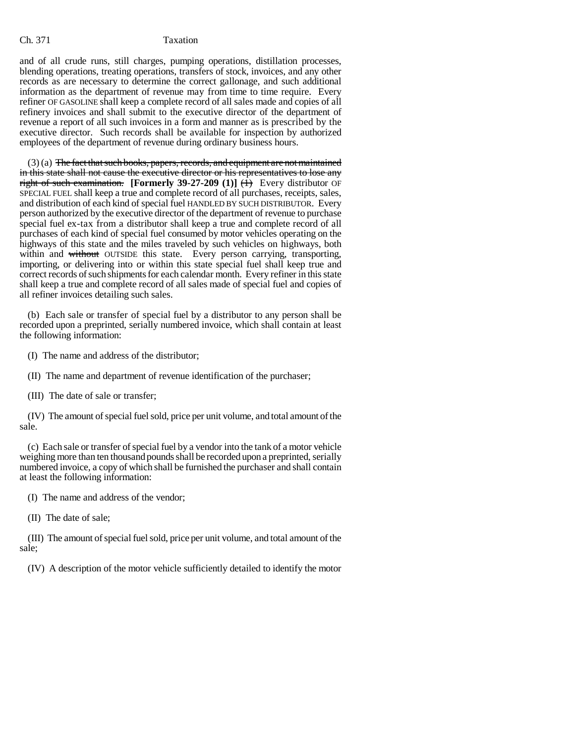and of all crude runs, still charges, pumping operations, distillation processes, blending operations, treating operations, transfers of stock, invoices, and any other records as are necessary to determine the correct gallonage, and such additional information as the department of revenue may from time to time require. Every refiner OF GASOLINE shall keep a complete record of all sales made and copies of all refinery invoices and shall submit to the executive director of the department of revenue a report of all such invoices in a form and manner as is prescribed by the executive director. Such records shall be available for inspection by authorized employees of the department of revenue during ordinary business hours.

(3) (a) ~~The fact that such books, papers, records, and equipment are not maintained in this state shall not cause the executive director or his representatives to lose any right of such examination.~~ **[Formerly 39-27-209 (1)]** ~~(1)~~ Every distributor OF SPECIAL FUEL shall keep a true and complete record of all purchases, receipts, sales, and distribution of each kind of special fuel HANDLED BY SUCH DISTRIBUTOR. Every person authorized by the executive director of the department of revenue to purchase special fuel ex-tax from a distributor shall keep a true and complete record of all purchases of each kind of special fuel consumed by motor vehicles operating on the highways of this state and the miles traveled by such vehicles on highways, both within and ~~without~~ OUTSIDE this state. Every person carrying, transporting, importing, or delivering into or within this state special fuel shall keep true and correct records of such shipments for each calendar month. Every refiner in this state shall keep a true and complete record of all sales made of special fuel and copies of all refiner invoices detailing such sales.

(b) Each sale or transfer of special fuel by a distributor to any person shall be recorded upon a preprinted, serially numbered invoice, which shall contain at least the following information:

(I) The name and address of the distributor;

(II) The name and department of revenue identification of the purchaser;

(III) The date of sale or transfer;

(IV) The amount of special fuel sold, price per unit volume, and total amount of the sale.

(c) Each sale or transfer of special fuel by a vendor into the tank of a motor vehicle weighing more than ten thousand pounds shall be recorded upon a preprinted, serially numbered invoice, a copy of which shall be furnished the purchaser and shall contain at least the following information:

(I) The name and address of the vendor;

(II) The date of sale;

(III) The amount of special fuel sold, price per unit volume, and total amount of the sale;

(IV) A description of the motor vehicle sufficiently detailed to identify the motor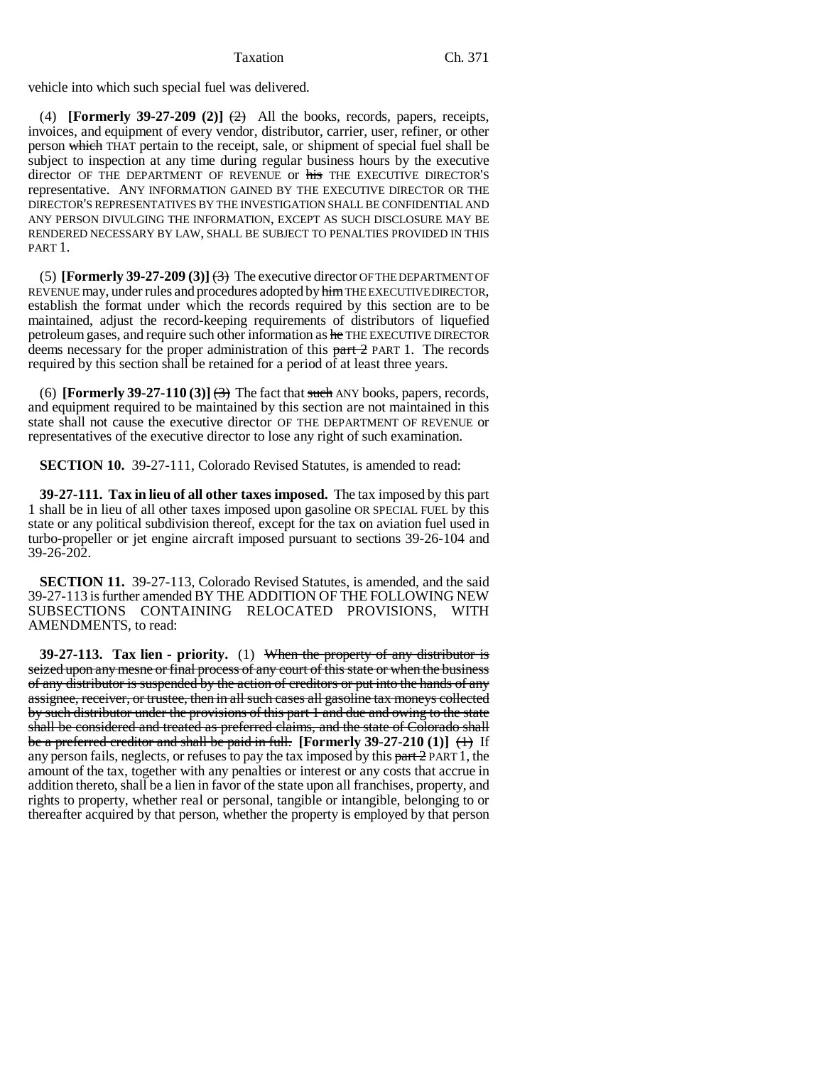vehicle into which such special fuel was delivered.

(4) **[Formerly 39-27-209 (2)]** ~~(2)~~ All the books, records, papers, receipts, invoices, and equipment of every vendor, distributor, carrier, user, refiner, or other person ~~which~~ THAT pertain to the receipt, sale, or shipment of special fuel shall be subject to inspection at any time during regular business hours by the executive director OF THE DEPARTMENT OF REVENUE or ~~his~~ THE EXECUTIVE DIRECTOR'S representative. ANY INFORMATION GAINED BY THE EXECUTIVE DIRECTOR OR THE DIRECTOR'S REPRESENTATIVES BY THE INVESTIGATION SHALL BE CONFIDENTIAL AND ANY PERSON DIVULGING THE INFORMATION, EXCEPT AS SUCH DISCLOSURE MAY BE RENDERED NECESSARY BY LAW, SHALL BE SUBJECT TO PENALTIES PROVIDED IN THIS PART 1.

(5) **[Formerly 39-27-209 (3)]** ~~(3)~~ The executive director OF THE DEPARTMENT OF REVENUE may, under rules and procedures adopted by ~~him~~ THE EXECUTIVE DIRECTOR, establish the format under which the records required by this section are to be maintained, adjust the record-keeping requirements of distributors of liquefied petroleum gases, and require such other information as ~~he~~ THE EXECUTIVE DIRECTOR deems necessary for the proper administration of this ~~part 2~~ PART 1. The records required by this section shall be retained for a period of at least three years.

(6) **[Formerly 39-27-110 (3)]** ~~(3)~~ The fact that ~~such~~ ANY books, papers, records, and equipment required to be maintained by this section are not maintained in this state shall not cause the executive director OF THE DEPARTMENT OF REVENUE or representatives of the executive director to lose any right of such examination.

**SECTION 10.** 39-27-111, Colorado Revised Statutes, is amended to read:

**39-27-111. Tax in lieu of all other taxes imposed.** The tax imposed by this part 1 shall be in lieu of all other taxes imposed upon gasoline OR SPECIAL FUEL by this state or any political subdivision thereof, except for the tax on aviation fuel used in turbo-propeller or jet engine aircraft imposed pursuant to sections 39-26-104 and 39-26-202.

**SECTION 11.** 39-27-113, Colorado Revised Statutes, is amended, and the said 39-27-113 is further amended BY THE ADDITION OF THE FOLLOWING NEW SUBSECTIONS CONTAINING RELOCATED PROVISIONS, WITH AMENDMENTS, to read:

**39-27-113. Tax lien - priority.** (1) ~~When the property of any distributor is seized upon any mesne or final process of any court of this state or when the business of any distributor is suspended by the action of creditors or put into the hands of any assignee, receiver, or trustee, then in all such cases all gasoline tax moneys collected by such distributor under the provisions of this part 1 and due and owing to the state shall be considered and treated as preferred claims, and the state of Colorado shall be a preferred creditor and shall be paid in full.~~ **[Formerly 39-27-210 (1)]** ~~(1)~~ If any person fails, neglects, or refuses to pay the tax imposed by this ~~part 2~~ PART 1, the amount of the tax, together with any penalties or interest or any costs that accrue in addition thereto, shall be a lien in favor of the state upon all franchises, property, and rights to property, whether real or personal, tangible or intangible, belonging to or thereafter acquired by that person, whether the property is employed by that person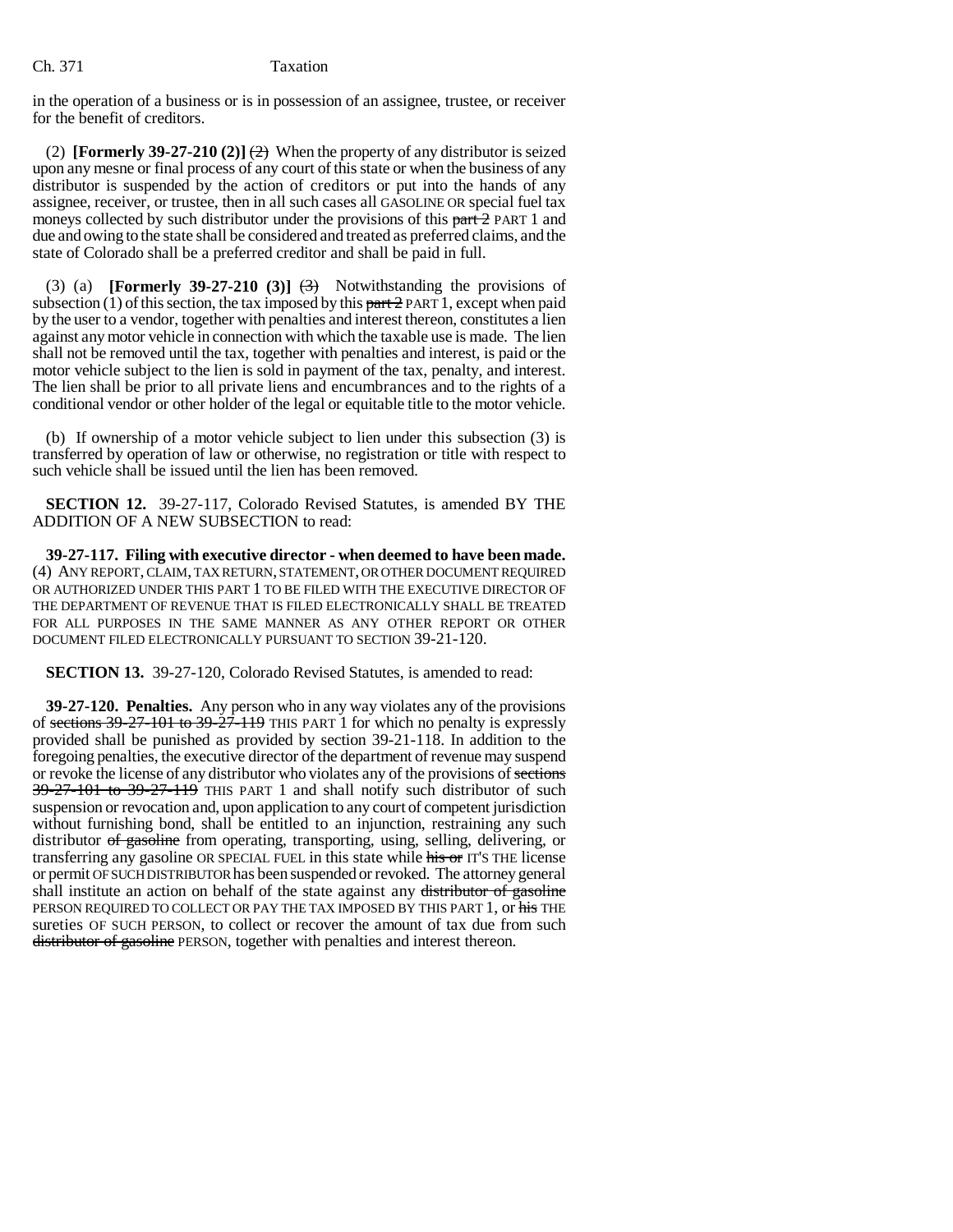in the operation of a business or is in possession of an assignee, trustee, or receiver for the benefit of creditors.

(2) **[Formerly 39-27-210 (2)]** ~~(2)~~ When the property of any distributor is seized upon any mesne or final process of any court of this state or when the business of any distributor is suspended by the action of creditors or put into the hands of any assignee, receiver, or trustee, then in all such cases all GASOLINE OR special fuel tax moneys collected by such distributor under the provisions of this ~~part 2~~ PART 1 and due and owing to the state shall be considered and treated as preferred claims, and the state of Colorado shall be a preferred creditor and shall be paid in full.

(3) (a) **[Formerly 39-27-210 (3)]** ~~(3)~~ Notwithstanding the provisions of subsection (1) of this section, the tax imposed by this ~~part 2~~ PART 1, except when paid by the user to a vendor, together with penalties and interest thereon, constitutes a lien against any motor vehicle in connection with which the taxable use is made. The lien shall not be removed until the tax, together with penalties and interest, is paid or the motor vehicle subject to the lien is sold in payment of the tax, penalty, and interest. The lien shall be prior to all private liens and encumbrances and to the rights of a conditional vendor or other holder of the legal or equitable title to the motor vehicle.

(b) If ownership of a motor vehicle subject to lien under this subsection (3) is transferred by operation of law or otherwise, no registration or title with respect to such vehicle shall be issued until the lien has been removed.

**SECTION 12.** 39-27-117, Colorado Revised Statutes, is amended BY THE ADDITION OF A NEW SUBSECTION to read:

**39-27-117. Filing with executive director - when deemed to have been made.** (4) ANY REPORT, CLAIM, TAX RETURN, STATEMENT, OR OTHER DOCUMENT REQUIRED OR AUTHORIZED UNDER THIS PART 1 TO BE FILED WITH THE EXECUTIVE DIRECTOR OF THE DEPARTMENT OF REVENUE THAT IS FILED ELECTRONICALLY SHALL BE TREATED FOR ALL PURPOSES IN THE SAME MANNER AS ANY OTHER REPORT OR OTHER DOCUMENT FILED ELECTRONICALLY PURSUANT TO SECTION 39-21-120.

**SECTION 13.** 39-27-120, Colorado Revised Statutes, is amended to read:

**39-27-120. Penalties.** Any person who in any way violates any of the provisions of ~~sections 39-27-101 to 39-27-119~~ THIS PART 1 for which no penalty is expressly provided shall be punished as provided by section 39-21-118. In addition to the foregoing penalties, the executive director of the department of revenue may suspend or revoke the license of any distributor who violates any of the provisions of ~~sections 39-27-101 to 39-27-119~~ THIS PART 1 and shall notify such distributor of such suspension or revocation and, upon application to any court of competent jurisdiction without furnishing bond, shall be entitled to an injunction, restraining any such distributor ~~of gasoline~~ from operating, transporting, using, selling, delivering, or transferring any gasoline OR SPECIAL FUEL in this state while ~~his or~~ IT'S THE license or permit OF SUCH DISTRIBUTOR has been suspended or revoked. The attorney general shall institute an action on behalf of the state against any ~~distributor of gasoline~~ PERSON REQUIRED TO COLLECT OR PAY THE TAX IMPOSED BY THIS PART 1, or ~~his~~ THE sureties OF SUCH PERSON, to collect or recover the amount of tax due from such ~~distributor of gasoline~~ PERSON, together with penalties and interest thereon.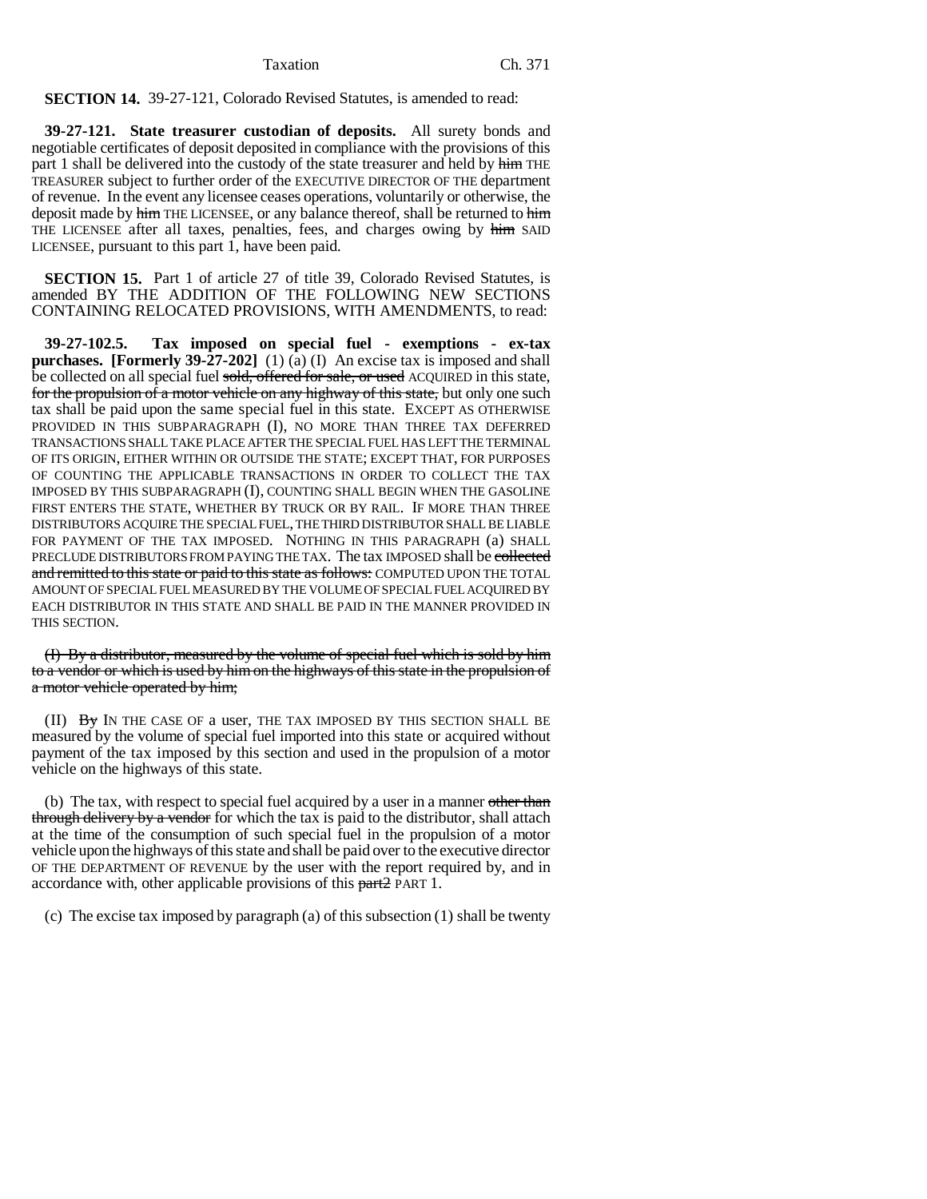**SECTION 14.** 39-27-121, Colorado Revised Statutes, is amended to read:

**39-27-121. State treasurer custodian of deposits.** All surety bonds and negotiable certificates of deposit deposited in compliance with the provisions of this part 1 shall be delivered into the custody of the state treasurer and held by him THE TREASURER subject to further order of the EXECUTIVE DIRECTOR OF THE department of revenue. In the event any licensee ceases operations, voluntarily or otherwise, the deposit made by him THE LICENSEE, or any balance thereof, shall be returned to him THE LICENSEE after all taxes, penalties, fees, and charges owing by him SAID LICENSEE, pursuant to this part 1, have been paid.

**SECTION 15.** Part 1 of article 27 of title 39, Colorado Revised Statutes, is amended BY THE ADDITION OF THE FOLLOWING NEW SECTIONS CONTAINING RELOCATED PROVISIONS, WITH AMENDMENTS, to read:

**39-27-102.5. Tax imposed on special fuel - exemptions - ex-tax purchases. [Formerly 39-27-202]** (1) (a) (I) An excise tax is imposed and shall be collected on all special fuel sold, offered for sale, or used ACQUIRED in this state, for the propulsion of a motor vehicle on any highway of this state, but only one such tax shall be paid upon the same special fuel in this state. EXCEPT AS OTHERWISE PROVIDED IN THIS SUBPARAGRAPH (I), NO MORE THAN THREE TAX DEFERRED TRANSACTIONS SHALL TAKE PLACE AFTER THE SPECIAL FUEL HAS LEFT THE TERMINAL OF ITS ORIGIN, EITHER WITHIN OR OUTSIDE THE STATE; EXCEPT THAT, FOR PURPOSES OF COUNTING THE APPLICABLE TRANSACTIONS IN ORDER TO COLLECT THE TAX IMPOSED BY THIS SUBPARAGRAPH (I), COUNTING SHALL BEGIN WHEN THE GASOLINE FIRST ENTERS THE STATE, WHETHER BY TRUCK OR BY RAIL. IF MORE THAN THREE DISTRIBUTORS ACQUIRE THE SPECIAL FUEL, THE THIRD DISTRIBUTOR SHALL BE LIABLE FOR PAYMENT OF THE TAX IMPOSED. NOTHING IN THIS PARAGRAPH (a) SHALL PRECLUDE DISTRIBUTORS FROM PAYING THE TAX. The tax IMPOSED shall be collected and remitted to this state or paid to this state as follows: COMPUTED UPON THE TOTAL AMOUNT OF SPECIAL FUEL MEASURED BY THE VOLUME OF SPECIAL FUEL ACQUIRED BY EACH DISTRIBUTOR IN THIS STATE AND SHALL BE PAID IN THE MANNER PROVIDED IN THIS SECTION.

(I) By a distributor, measured by the volume of special fuel which is sold by him to a vendor or which is used by him on the highways of this state in the propulsion of a motor vehicle operated by him;

(II) By IN THE CASE OF a user, THE TAX IMPOSED BY THIS SECTION SHALL BE measured by the volume of special fuel imported into this state or acquired without payment of the tax imposed by this section and used in the propulsion of a motor vehicle on the highways of this state.

(b) The tax, with respect to special fuel acquired by a user in a manner other than through delivery by a vendor for which the tax is paid to the distributor, shall attach at the time of the consumption of such special fuel in the propulsion of a motor vehicle upon the highways of this state and shall be paid over to the executive director OF THE DEPARTMENT OF REVENUE by the user with the report required by, and in accordance with, other applicable provisions of this part2 PART 1.

(c) The excise tax imposed by paragraph (a) of this subsection (1) shall be twenty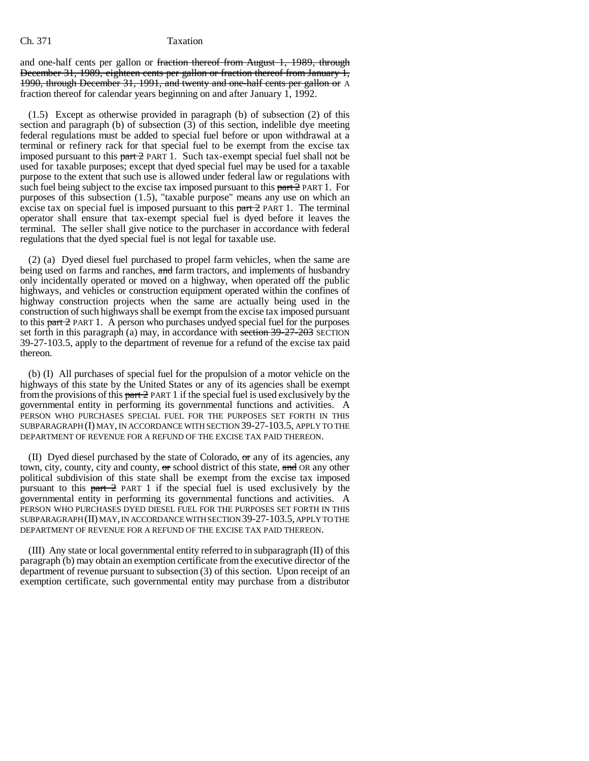and one-half cents per gallon or fraction thereof from August 1, 1989, through December 31, 1989, eighteen cents per gallon or fraction thereof from January 1, 1990, through December 31, 1991, and twenty and one-half cents per gallon or A fraction thereof for calendar years beginning on and after January 1, 1992.

(1.5) Except as otherwise provided in paragraph (b) of subsection (2) of this section and paragraph (b) of subsection (3) of this section, indelible dye meeting federal regulations must be added to special fuel before or upon withdrawal at a terminal or refinery rack for that special fuel to be exempt from the excise tax imposed pursuant to this part 2 PART 1. Such tax-exempt special fuel shall not be used for taxable purposes; except that dyed special fuel may be used for a taxable purpose to the extent that such use is allowed under federal law or regulations with such fuel being subject to the excise tax imposed pursuant to this part 2 PART 1. For purposes of this subsection (1.5), "taxable purpose" means any use on which an excise tax on special fuel is imposed pursuant to this part 2 PART 1. The terminal operator shall ensure that tax-exempt special fuel is dyed before it leaves the terminal. The seller shall give notice to the purchaser in accordance with federal regulations that the dyed special fuel is not legal for taxable use.

(2) (a) Dyed diesel fuel purchased to propel farm vehicles, when the same are being used on farms and ranches, and farm tractors, and implements of husbandry only incidentally operated or moved on a highway, when operated off the public highways, and vehicles or construction equipment operated within the confines of highway construction projects when the same are actually being used in the construction of such highways shall be exempt from the excise tax imposed pursuant to this part 2 PART 1. A person who purchases undyed special fuel for the purposes set forth in this paragraph (a) may, in accordance with section 39-27-203 SECTION 39-27-103.5, apply to the department of revenue for a refund of the excise tax paid thereon.

(b) (I) All purchases of special fuel for the propulsion of a motor vehicle on the highways of this state by the United States or any of its agencies shall be exempt from the provisions of this part 2 PART 1 if the special fuel is used exclusively by the governmental entity in performing its governmental functions and activities. A PERSON WHO PURCHASES SPECIAL FUEL FOR THE PURPOSES SET FORTH IN THIS SUBPARAGRAPH (I) MAY, IN ACCORDANCE WITH SECTION 39-27-103.5, APPLY TO THE DEPARTMENT OF REVENUE FOR A REFUND OF THE EXCISE TAX PAID THEREON.

(II) Dyed diesel purchased by the state of Colorado, or any of its agencies, any town, city, county, city and county, or school district of this state, and OR any other political subdivision of this state shall be exempt from the excise tax imposed pursuant to this part 2 PART 1 if the special fuel is used exclusively by the governmental entity in performing its governmental functions and activities. A PERSON WHO PURCHASES DYED DIESEL FUEL FOR THE PURPOSES SET FORTH IN THIS SUBPARAGRAPH (II) MAY, IN ACCORDANCE WITH SECTION 39-27-103.5, APPLY TO THE DEPARTMENT OF REVENUE FOR A REFUND OF THE EXCISE TAX PAID THEREON.

(III) Any state or local governmental entity referred to in subparagraph (II) of this paragraph (b) may obtain an exemption certificate from the executive director of the department of revenue pursuant to subsection (3) of this section. Upon receipt of an exemption certificate, such governmental entity may purchase from a distributor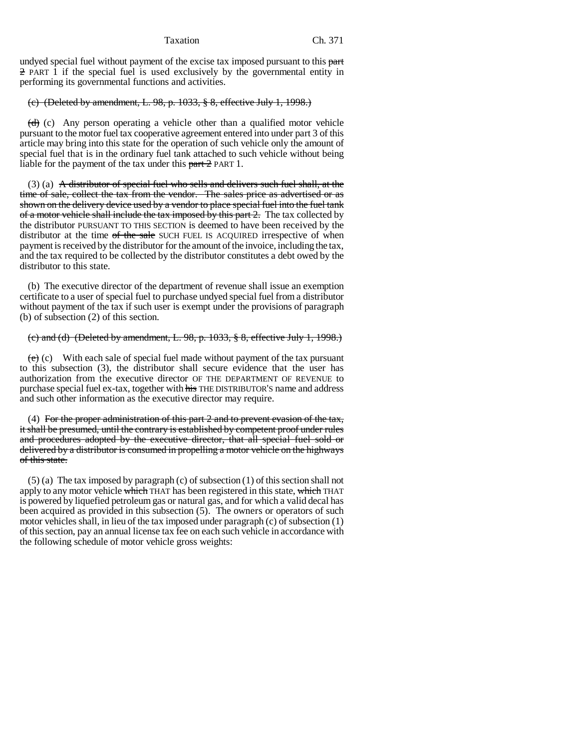undyed special fuel without payment of the excise tax imposed pursuant to this ~~part 2~~ PART 1 if the special fuel is used exclusively by the governmental entity in performing its governmental functions and activities.

~~(c) (Deleted by amendment, L. 98, p. 1033, § 8, effective July 1, 1998.)~~

~~(d)~~ (c) Any person operating a vehicle other than a qualified motor vehicle pursuant to the motor fuel tax cooperative agreement entered into under part 3 of this article may bring into this state for the operation of such vehicle only the amount of special fuel that is in the ordinary fuel tank attached to such vehicle without being liable for the payment of the tax under this ~~part 2~~ PART 1.

(3) (a) ~~A distributor of special fuel who sells and delivers such fuel shall, at the time of sale, collect the tax from the vendor. The sales price as advertised or as shown on the delivery device used by a vendor to place special fuel into the fuel tank of a motor vehicle shall include the tax imposed by this part 2.~~ The tax collected by the distributor PURSUANT TO THIS SECTION is deemed to have been received by the distributor at the time ~~of the sale~~ SUCH FUEL IS ACQUIRED irrespective of when payment is received by the distributor for the amount of the invoice, including the tax, and the tax required to be collected by the distributor constitutes a debt owed by the distributor to this state.

(b) The executive director of the department of revenue shall issue an exemption certificate to a user of special fuel to purchase undyed special fuel from a distributor without payment of the tax if such user is exempt under the provisions of paragraph (b) of subsection (2) of this section.

~~(c) and (d) (Deleted by amendment, L. 98, p. 1033, § 8, effective July 1, 1998.)~~

~~(e)~~ (c) With each sale of special fuel made without payment of the tax pursuant to this subsection (3), the distributor shall secure evidence that the user has authorization from the executive director OF THE DEPARTMENT OF REVENUE to purchase special fuel ex-tax, together with ~~his~~ THE DISTRIBUTOR'S name and address and such other information as the executive director may require.

(4) ~~For the proper administration of this part 2 and to prevent evasion of the tax, it shall be presumed, until the contrary is established by competent proof under rules and procedures adopted by the executive director, that all special fuel sold or delivered by a distributor is consumed in propelling a motor vehicle on the highways of this state.~~

(5) (a) The tax imposed by paragraph (c) of subsection (1) of this section shall not apply to any motor vehicle ~~which~~ THAT has been registered in this state, ~~which~~ THAT is powered by liquefied petroleum gas or natural gas, and for which a valid decal has been acquired as provided in this subsection (5). The owners or operators of such motor vehicles shall, in lieu of the tax imposed under paragraph (c) of subsection (1) of this section, pay an annual license tax fee on each such vehicle in accordance with the following schedule of motor vehicle gross weights: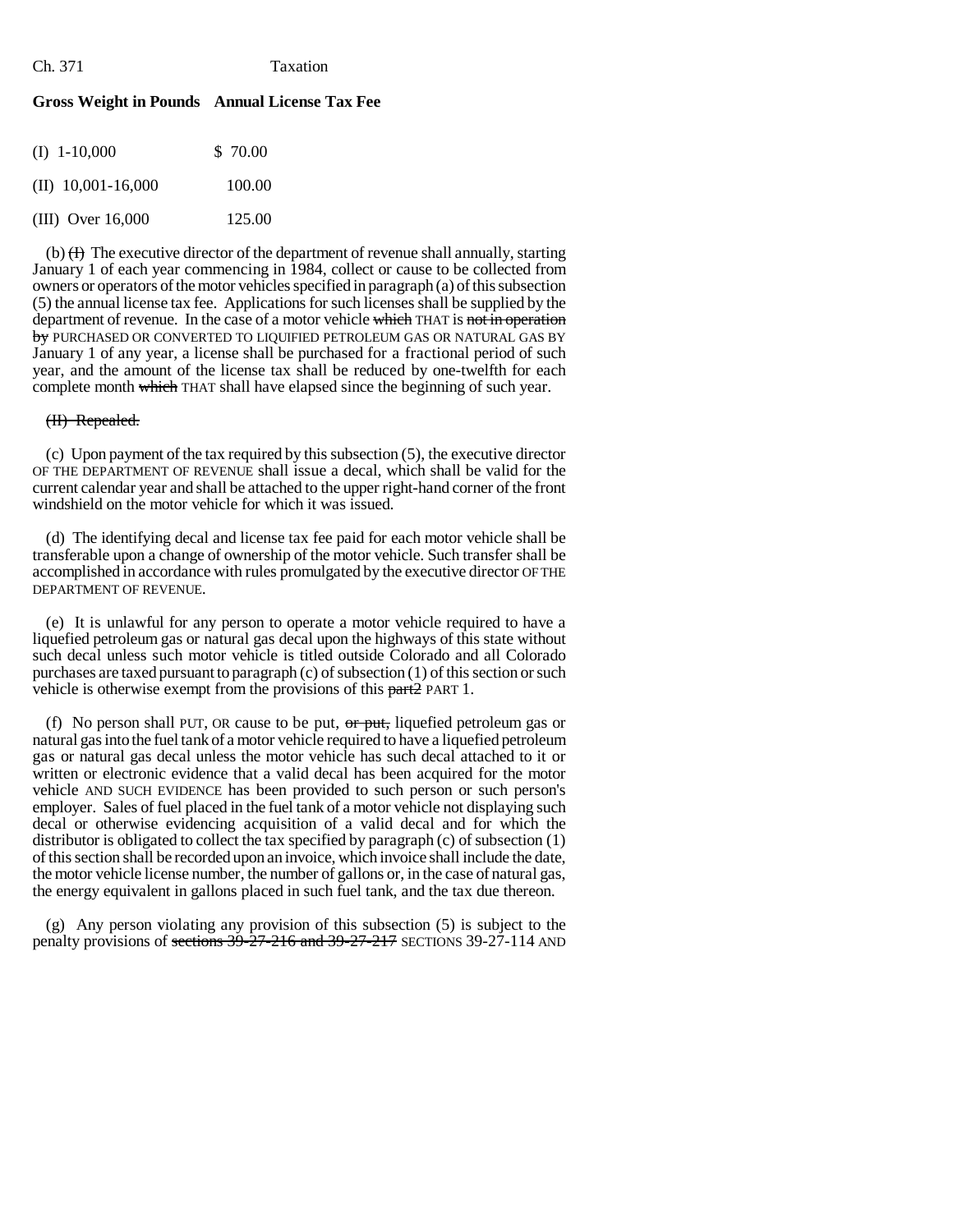**Gross Weight in Pounds Annual License Tax Fee**

| Gross Weight in Pounds | Annual License Tax Fee |
|---|---|
| (I) 1-10,000 | $ 70.00 |
| (II) 10,001-16,000 | 100.00 |
| (III) Over 16,000 | 125.00 |

(b) ~~(I)~~ The executive director of the department of revenue shall annually, starting January 1 of each year commencing in 1984, collect or cause to be collected from owners or operators of the motor vehicles specified in paragraph (a) of this subsection (5) the annual license tax fee. Applications for such licenses shall be supplied by the department of revenue. In the case of a motor vehicle ~~which~~ THAT is ~~not in operation by~~ PURCHASED OR CONVERTED TO LIQUIFIED PETROLEUM GAS OR NATURAL GAS BY January 1 of any year, a license shall be purchased for a fractional period of such year, and the amount of the license tax shall be reduced by one-twelfth for each complete month ~~which~~ THAT shall have elapsed since the beginning of such year.

~~(II) Repealed.~~

(c) Upon payment of the tax required by this subsection (5), the executive director OF THE DEPARTMENT OF REVENUE shall issue a decal, which shall be valid for the current calendar year and shall be attached to the upper right-hand corner of the front windshield on the motor vehicle for which it was issued.

(d) The identifying decal and license tax fee paid for each motor vehicle shall be transferable upon a change of ownership of the motor vehicle. Such transfer shall be accomplished in accordance with rules promulgated by the executive director OF THE DEPARTMENT OF REVENUE.

(e) It is unlawful for any person to operate a motor vehicle required to have a liquefied petroleum gas or natural gas decal upon the highways of this state without such decal unless such motor vehicle is titled outside Colorado and all Colorado purchases are taxed pursuant to paragraph (c) of subsection (1) of this section or such vehicle is otherwise exempt from the provisions of this ~~part2~~ PART 1.

(f) No person shall PUT, OR cause to be put, ~~or put,~~ liquefied petroleum gas or natural gas into the fuel tank of a motor vehicle required to have a liquefied petroleum gas or natural gas decal unless the motor vehicle has such decal attached to it or written or electronic evidence that a valid decal has been acquired for the motor vehicle AND SUCH EVIDENCE has been provided to such person or such person's employer. Sales of fuel placed in the fuel tank of a motor vehicle not displaying such decal or otherwise evidencing acquisition of a valid decal and for which the distributor is obligated to collect the tax specified by paragraph (c) of subsection (1) of this section shall be recorded upon an invoice, which invoice shall include the date, the motor vehicle license number, the number of gallons or, in the case of natural gas, the energy equivalent in gallons placed in such fuel tank, and the tax due thereon.

(g) Any person violating any provision of this subsection (5) is subject to the penalty provisions of ~~sections 39-27-216 and 39-27-217~~ SECTIONS 39-27-114 AND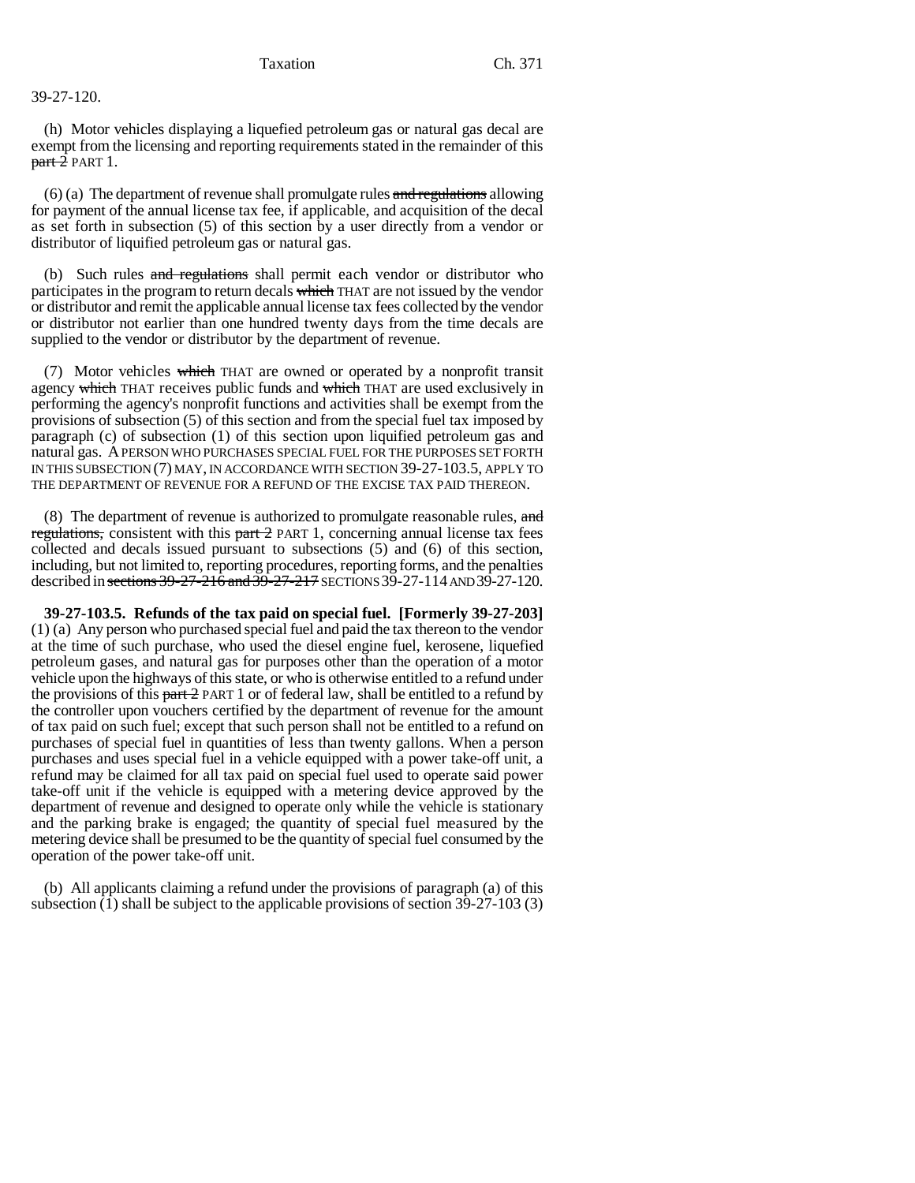39-27-120.

(h) Motor vehicles displaying a liquefied petroleum gas or natural gas decal are exempt from the licensing and reporting requirements stated in the remainder of this ~~part 2~~ PART 1.

(6) (a) The department of revenue shall promulgate rules ~~and regulations~~ allowing for payment of the annual license tax fee, if applicable, and acquisition of the decal as set forth in subsection (5) of this section by a user directly from a vendor or distributor of liquified petroleum gas or natural gas.

(b) Such rules ~~and regulations~~ shall permit each vendor or distributor who participates in the program to return decals ~~which~~ THAT are not issued by the vendor or distributor and remit the applicable annual license tax fees collected by the vendor or distributor not earlier than one hundred twenty days from the time decals are supplied to the vendor or distributor by the department of revenue.

(7) Motor vehicles ~~which~~ THAT are owned or operated by a nonprofit transit agency ~~which~~ THAT receives public funds and ~~which~~ THAT are used exclusively in performing the agency's nonprofit functions and activities shall be exempt from the provisions of subsection (5) of this section and from the special fuel tax imposed by paragraph (c) of subsection (1) of this section upon liquified petroleum gas and natural gas. A PERSON WHO PURCHASES SPECIAL FUEL FOR THE PURPOSES SET FORTH IN THIS SUBSECTION (7) MAY, IN ACCORDANCE WITH SECTION 39-27-103.5, APPLY TO THE DEPARTMENT OF REVENUE FOR A REFUND OF THE EXCISE TAX PAID THEREON.

(8) The department of revenue is authorized to promulgate reasonable rules, ~~and regulations,~~ consistent with this ~~part 2~~ PART 1, concerning annual license tax fees collected and decals issued pursuant to subsections (5) and (6) of this section, including, but not limited to, reporting procedures, reporting forms, and the penalties described in ~~sections 39-27-216 and 39-27-217~~ SECTIONS 39-27-114 AND 39-27-120.

**39-27-103.5. Refunds of the tax paid on special fuel. [Formerly 39-27-203]** (1) (a) Any person who purchased special fuel and paid the tax thereon to the vendor at the time of such purchase, who used the diesel engine fuel, kerosene, liquefied petroleum gases, and natural gas for purposes other than the operation of a motor vehicle upon the highways of this state, or who is otherwise entitled to a refund under the provisions of this ~~part 2~~ PART 1 or of federal law, shall be entitled to a refund by the controller upon vouchers certified by the department of revenue for the amount of tax paid on such fuel; except that such person shall not be entitled to a refund on purchases of special fuel in quantities of less than twenty gallons. When a person purchases and uses special fuel in a vehicle equipped with a power take-off unit, a refund may be claimed for all tax paid on special fuel used to operate said power take-off unit if the vehicle is equipped with a metering device approved by the department of revenue and designed to operate only while the vehicle is stationary and the parking brake is engaged; the quantity of special fuel measured by the metering device shall be presumed to be the quantity of special fuel consumed by the operation of the power take-off unit.

(b) All applicants claiming a refund under the provisions of paragraph (a) of this subsection (1) shall be subject to the applicable provisions of section 39-27-103 (3)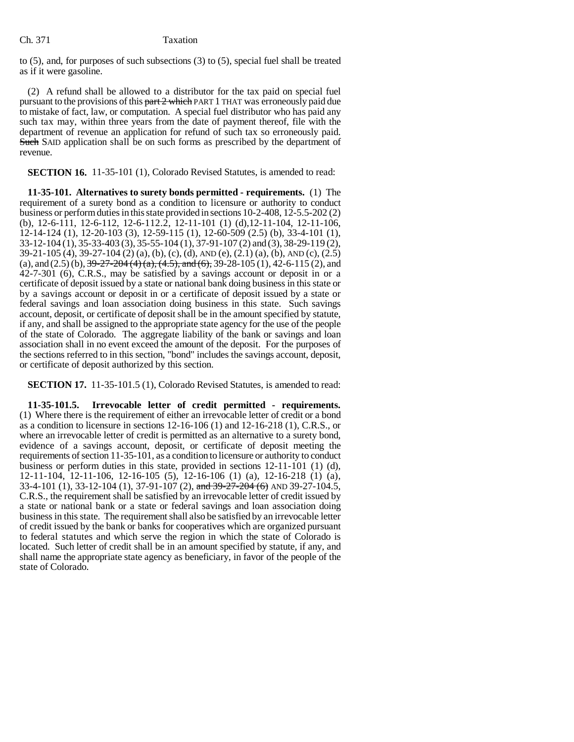to (5), and, for purposes of such subsections (3) to (5), special fuel shall be treated as if it were gasoline.

(2) A refund shall be allowed to a distributor for the tax paid on special fuel pursuant to the provisions of this ~~part 2 which~~ PART 1 THAT was erroneously paid due to mistake of fact, law, or computation. A special fuel distributor who has paid any such tax may, within three years from the date of payment thereof, file with the department of revenue an application for refund of such tax so erroneously paid. ~~Such~~ SAID application shall be on such forms as prescribed by the department of revenue.

**SECTION 16.** 11-35-101 (1), Colorado Revised Statutes, is amended to read:

**11-35-101. Alternatives to surety bonds permitted - requirements.** (1) The requirement of a surety bond as a condition to licensure or authority to conduct business or perform duties in this state provided in sections 10-2-408, 12-5.5-202 (2) (b), 12-6-111, 12-6-112, 12-6-112.2, 12-11-101 (1) (d),12-11-104, 12-11-106, 12-14-124 (1), 12-20-103 (3), 12-59-115 (1), 12-60-509 (2.5) (b), 33-4-101 (1), 33-12-104 (1), 35-33-403 (3), 35-55-104 (1), 37-91-107 (2) and (3), 38-29-119 (2), 39-21-105 (4), 39-27-104 (2) (a), (b), (c), (d), AND (e), (2.1) (a), (b), AND (c), (2.5) (a), and (2.5) (b), ~~39-27-204 (4) (a), (4.5), and (6),~~ 39-28-105 (1), 42-6-115 (2), and 42-7-301 (6), C.R.S., may be satisfied by a savings account or deposit in or a certificate of deposit issued by a state or national bank doing business in this state or by a savings account or deposit in or a certificate of deposit issued by a state or federal savings and loan association doing business in this state. Such savings account, deposit, or certificate of deposit shall be in the amount specified by statute, if any, and shall be assigned to the appropriate state agency for the use of the people of the state of Colorado. The aggregate liability of the bank or savings and loan association shall in no event exceed the amount of the deposit. For the purposes of the sections referred to in this section, "bond" includes the savings account, deposit, or certificate of deposit authorized by this section.

**SECTION 17.** 11-35-101.5 (1), Colorado Revised Statutes, is amended to read:

**11-35-101.5. Irrevocable letter of credit permitted - requirements.** (1) Where there is the requirement of either an irrevocable letter of credit or a bond as a condition to licensure in sections 12-16-106 (1) and 12-16-218 (1), C.R.S., or where an irrevocable letter of credit is permitted as an alternative to a surety bond, evidence of a savings account, deposit, or certificate of deposit meeting the requirements of section 11-35-101, as a condition to licensure or authority to conduct business or perform duties in this state, provided in sections 12-11-101 (1) (d), 12-11-104, 12-11-106, 12-16-105 (5), 12-16-106 (1) (a), 12-16-218 (1) (a), 33-4-101 (1), 33-12-104 (1), 37-91-107 (2), ~~and 39-27-204 (6)~~ AND 39-27-104.5, C.R.S., the requirement shall be satisfied by an irrevocable letter of credit issued by a state or national bank or a state or federal savings and loan association doing business in this state. The requirement shall also be satisfied by an irrevocable letter of credit issued by the bank or banks for cooperatives which are organized pursuant to federal statutes and which serve the region in which the state of Colorado is located. Such letter of credit shall be in an amount specified by statute, if any, and shall name the appropriate state agency as beneficiary, in favor of the people of the state of Colorado.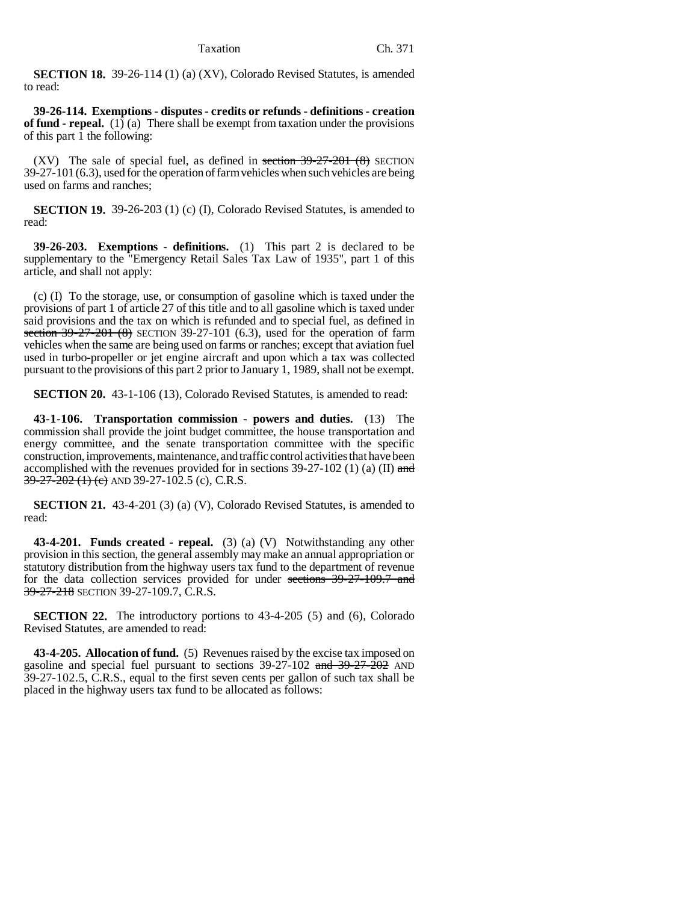**SECTION 18.** 39-26-114 (1) (a) (XV), Colorado Revised Statutes, is amended to read:

**39-26-114. Exemptions - disputes - credits or refunds - definitions - creation of fund - repeal.** (1) (a) There shall be exempt from taxation under the provisions of this part 1 the following:

(XV) The sale of special fuel, as defined in ~~section 39-27-201 (8)~~ SECTION 39-27-101 (6.3), used for the operation of farm vehicles when such vehicles are being used on farms and ranches;

**SECTION 19.** 39-26-203 (1) (c) (I), Colorado Revised Statutes, is amended to read:

**39-26-203. Exemptions - definitions.** (1) This part 2 is declared to be supplementary to the "Emergency Retail Sales Tax Law of 1935", part 1 of this article, and shall not apply:

(c) (I) To the storage, use, or consumption of gasoline which is taxed under the provisions of part 1 of article 27 of this title and to all gasoline which is taxed under said provisions and the tax on which is refunded and to special fuel, as defined in ~~section 39-27-201 (8)~~ SECTION 39-27-101 (6.3), used for the operation of farm vehicles when the same are being used on farms or ranches; except that aviation fuel used in turbo-propeller or jet engine aircraft and upon which a tax was collected pursuant to the provisions of this part 2 prior to January 1, 1989, shall not be exempt.

**SECTION 20.** 43-1-106 (13), Colorado Revised Statutes, is amended to read:

**43-1-106. Transportation commission - powers and duties.** (13) The commission shall provide the joint budget committee, the house transportation and energy committee, and the senate transportation committee with the specific construction, improvements, maintenance, and traffic control activities that have been accomplished with the revenues provided for in sections 39-27-102 (1) (a) (II) ~~and 39-27-202 (1) (c)~~ AND 39-27-102.5 (c), C.R.S.

**SECTION 21.** 43-4-201 (3) (a) (V), Colorado Revised Statutes, is amended to read:

**43-4-201. Funds created - repeal.** (3) (a) (V) Notwithstanding any other provision in this section, the general assembly may make an annual appropriation or statutory distribution from the highway users tax fund to the department of revenue for the data collection services provided for under ~~sections 39-27-109.7 and 39-27-218~~ SECTION 39-27-109.7, C.R.S.

**SECTION 22.** The introductory portions to 43-4-205 (5) and (6), Colorado Revised Statutes, are amended to read:

**43-4-205. Allocation of fund.** (5) Revenues raised by the excise tax imposed on gasoline and special fuel pursuant to sections 39-27-102 ~~and 39-27-202~~ AND 39-27-102.5, C.R.S., equal to the first seven cents per gallon of such tax shall be placed in the highway users tax fund to be allocated as follows: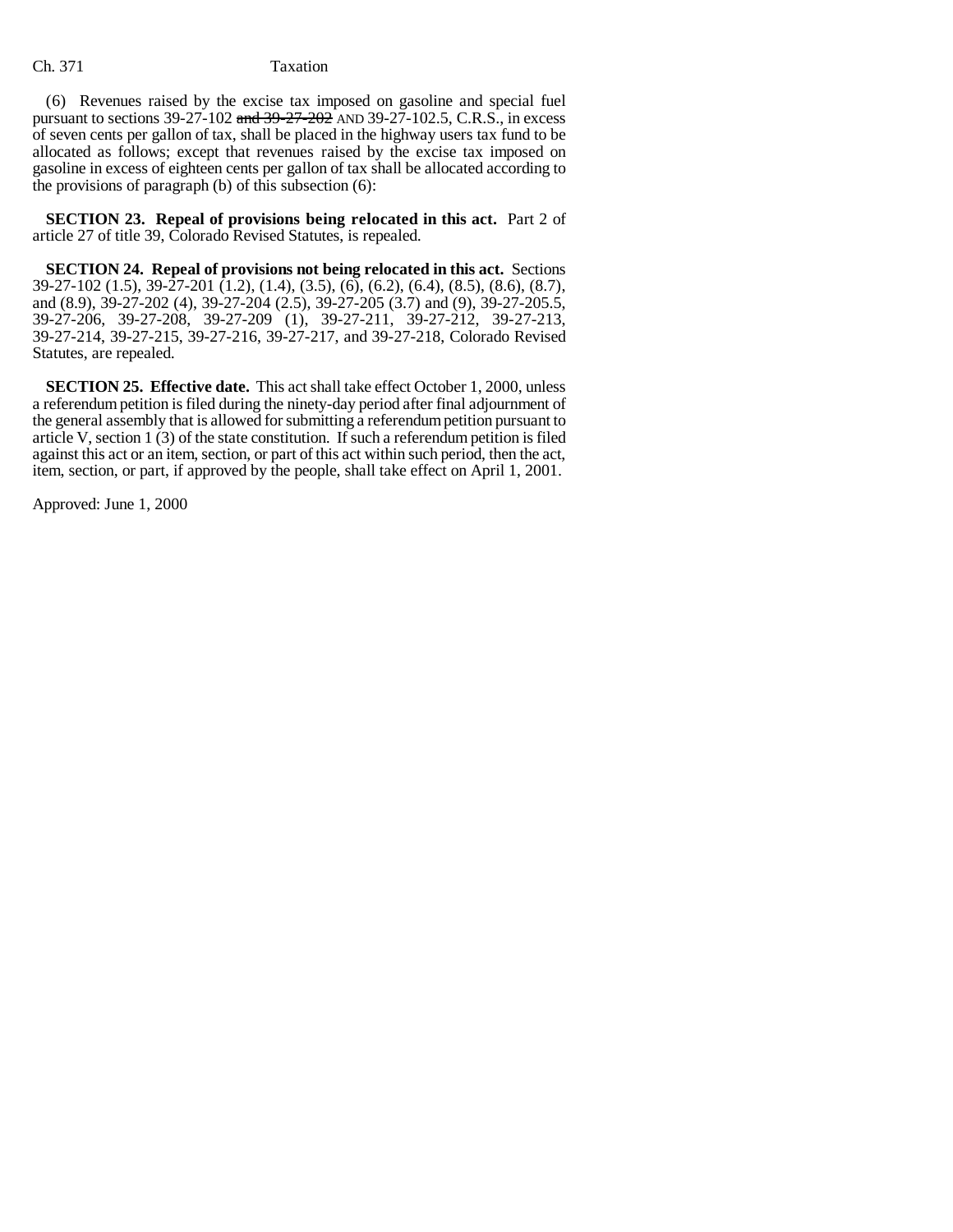(6) Revenues raised by the excise tax imposed on gasoline and special fuel pursuant to sections 39-27-102 ~~and 39-27-202~~ AND 39-27-102.5, C.R.S., in excess of seven cents per gallon of tax, shall be placed in the highway users tax fund to be allocated as follows; except that revenues raised by the excise tax imposed on gasoline in excess of eighteen cents per gallon of tax shall be allocated according to the provisions of paragraph (b) of this subsection (6):

**SECTION 23. Repeal of provisions being relocated in this act.** Part 2 of article 27 of title 39, Colorado Revised Statutes, is repealed.

**SECTION 24. Repeal of provisions not being relocated in this act.** Sections 39-27-102 (1.5), 39-27-201 (1.2), (1.4), (3.5), (6), (6.2), (6.4), (8.5), (8.6), (8.7), and (8.9), 39-27-202 (4), 39-27-204 (2.5), 39-27-205 (3.7) and (9), 39-27-205.5, 39-27-206, 39-27-208, 39-27-209 (1), 39-27-211, 39-27-212, 39-27-213, 39-27-214, 39-27-215, 39-27-216, 39-27-217, and 39-27-218, Colorado Revised Statutes, are repealed.

**SECTION 25. Effective date.** This act shall take effect October 1, 2000, unless a referendum petition is filed during the ninety-day period after final adjournment of the general assembly that is allowed for submitting a referendum petition pursuant to article V, section 1 (3) of the state constitution. If such a referendum petition is filed against this act or an item, section, or part of this act within such period, then the act, item, section, or part, if approved by the people, shall take effect on April 1, 2001.

Approved: June 1, 2000